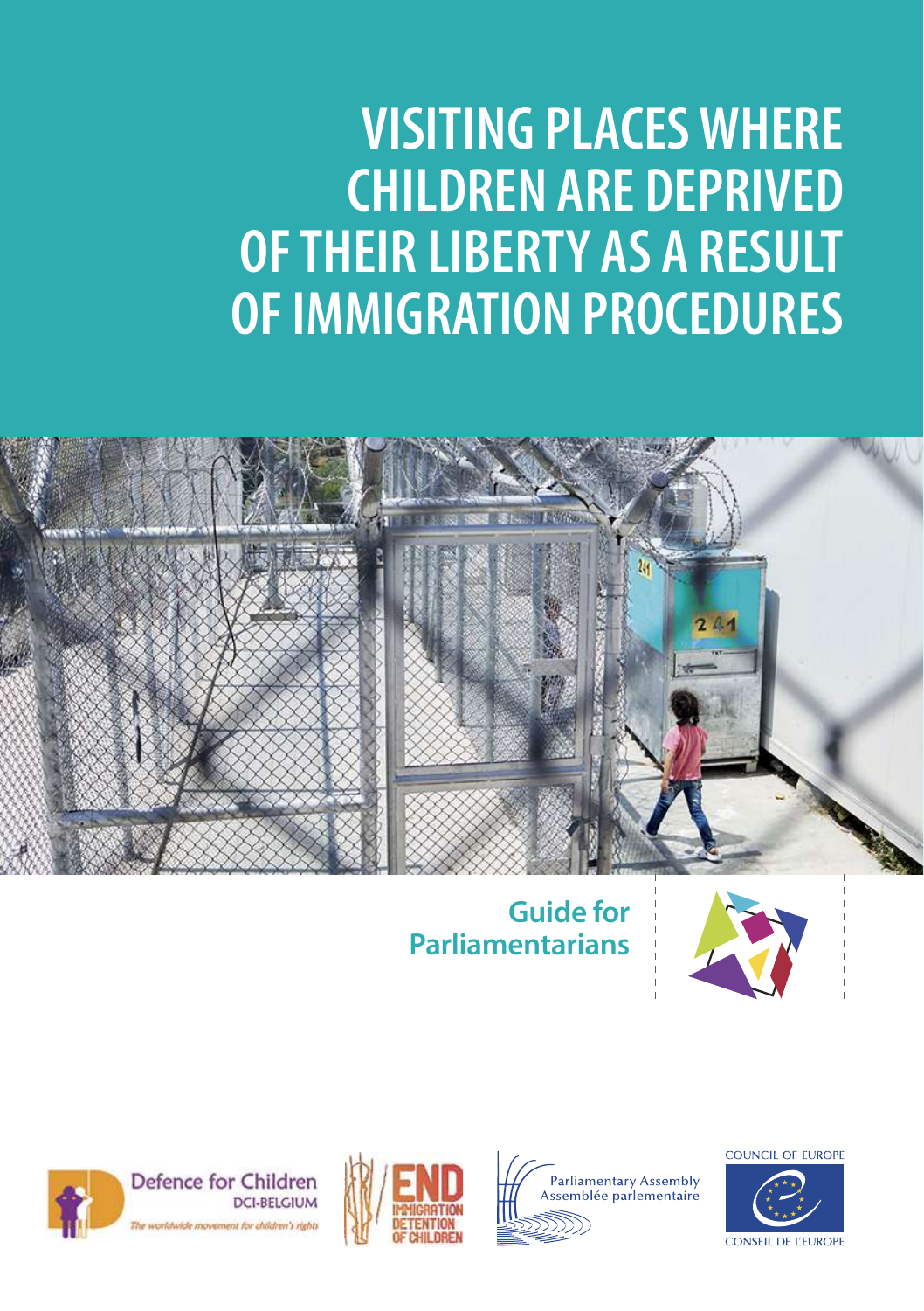# VISITING PLACES WHERE CHILDREN ARE DEPRIVED OF THEIR LIBERTY AS A RESULT OF IMMIGRATION PROCEDURES

## Guide for Parliamentarians

Defence for Children
DCI-BELGIUM
*The worldwide movement for children's rights*

END IMMIGRATION DETENTION OF CHILDREN

Parliamentary Assembly
Assemblée parlementaire

COUNCIL OF EUROPE
CONSEIL DE L'EUROPE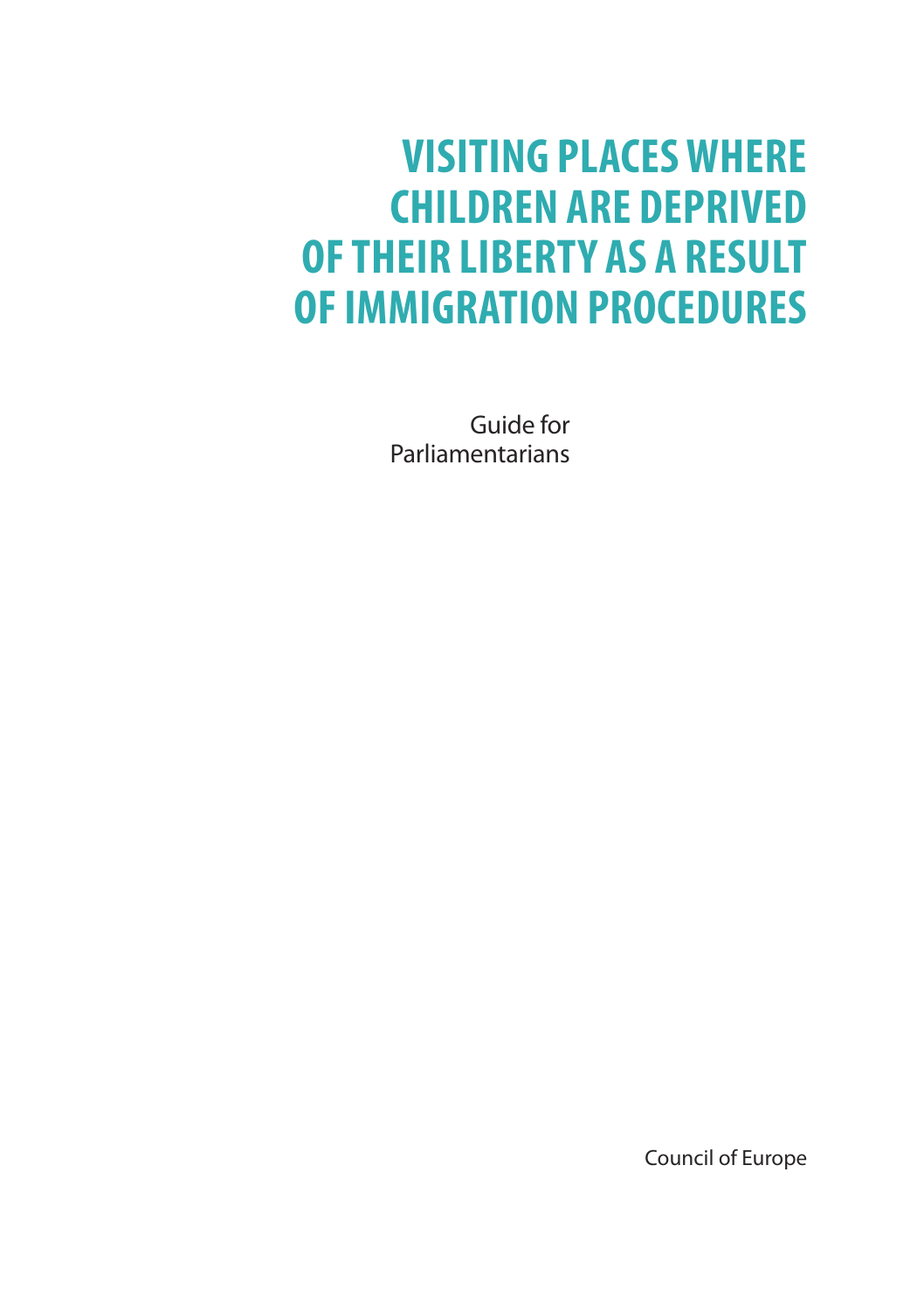# VISITING PLACES WHERE CHILDREN ARE DEPRIVED OF THEIR LIBERTY AS A RESULT OF IMMIGRATION PROCEDURES

Guide for Parliamentarians

Council of Europe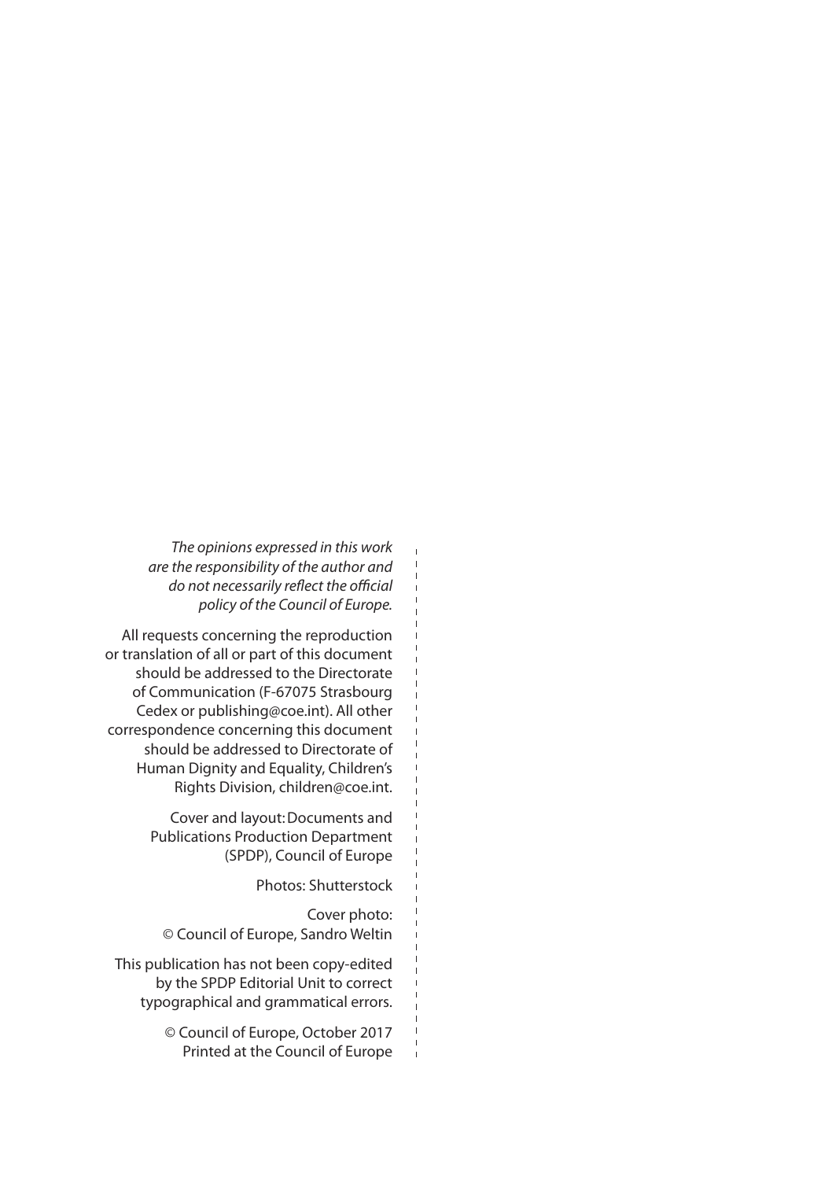*The opinions expressed in this work are the responsibility of the author and do not necessarily reflect the official policy of the Council of Europe.*

All requests concerning the reproduction or translation of all or part of this document should be addressed to the Directorate of Communication (F-67075 Strasbourg Cedex or publishing@coe.int). All other correspondence concerning this document should be addressed to Directorate of Human Dignity and Equality, Children's Rights Division, children@coe.int.

Cover and layout: Documents and Publications Production Department (SPDP), Council of Europe

Photos: Shutterstock

Cover photo: © Council of Europe, Sandro Weltin

This publication has not been copy-edited by the SPDP Editorial Unit to correct typographical and grammatical errors.

© Council of Europe, October 2017
Printed at the Council of Europe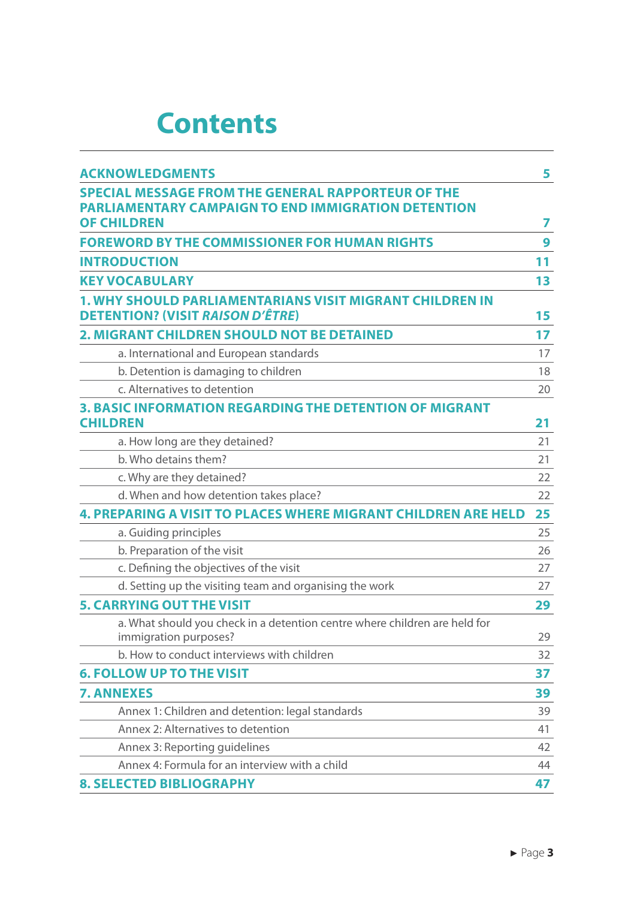# Contents

| | |
|---|---|
| **ACKNOWLEDGMENTS** | **5** |
| **SPECIAL MESSAGE FROM THE GENERAL RAPPORTEUR OF THE PARLIAMENTARY CAMPAIGN TO END IMMIGRATION DETENTION OF CHILDREN** | **7** |
| **FOREWORD BY THE COMMISSIONER FOR HUMAN RIGHTS** | **9** |
| **INTRODUCTION** | **11** |
| **KEY VOCABULARY** | **13** |
| **1. WHY SHOULD PARLIAMENTARIANS VISIT MIGRANT CHILDREN IN DETENTION? (VISIT *RAISON D'ÊTRE*)** | **15** |
| **2. MIGRANT CHILDREN SHOULD NOT BE DETAINED** | **17** |
| a. International and European standards | 17 |
| b. Detention is damaging to children | 18 |
| c. Alternatives to detention | 20 |
| **3. BASIC INFORMATION REGARDING THE DETENTION OF MIGRANT CHILDREN** | **21** |
| a. How long are they detained? | 21 |
| b. Who detains them? | 21 |
| c. Why are they detained? | 22 |
| d. When and how detention takes place? | 22 |
| **4. PREPARING A VISIT TO PLACES WHERE MIGRANT CHILDREN ARE HELD** | **25** |
| a. Guiding principles | 25 |
| b. Preparation of the visit | 26 |
| c. Defining the objectives of the visit | 27 |
| d. Setting up the visiting team and organising the work | 27 |
| **5. CARRYING OUT THE VISIT** | **29** |
| a. What should you check in a detention centre where children are held for immigration purposes? | 29 |
| b. How to conduct interviews with children | 32 |
| **6. FOLLOW UP TO THE VISIT** | **37** |
| **7. ANNEXES** | **39** |
| Annex 1: Children and detention: legal standards | 39 |
| Annex 2: Alternatives to detention | 41 |
| Annex 3: Reporting guidelines | 42 |
| Annex 4: Formula for an interview with a child | 44 |
| **8. SELECTED BIBLIOGRAPHY** | **47** |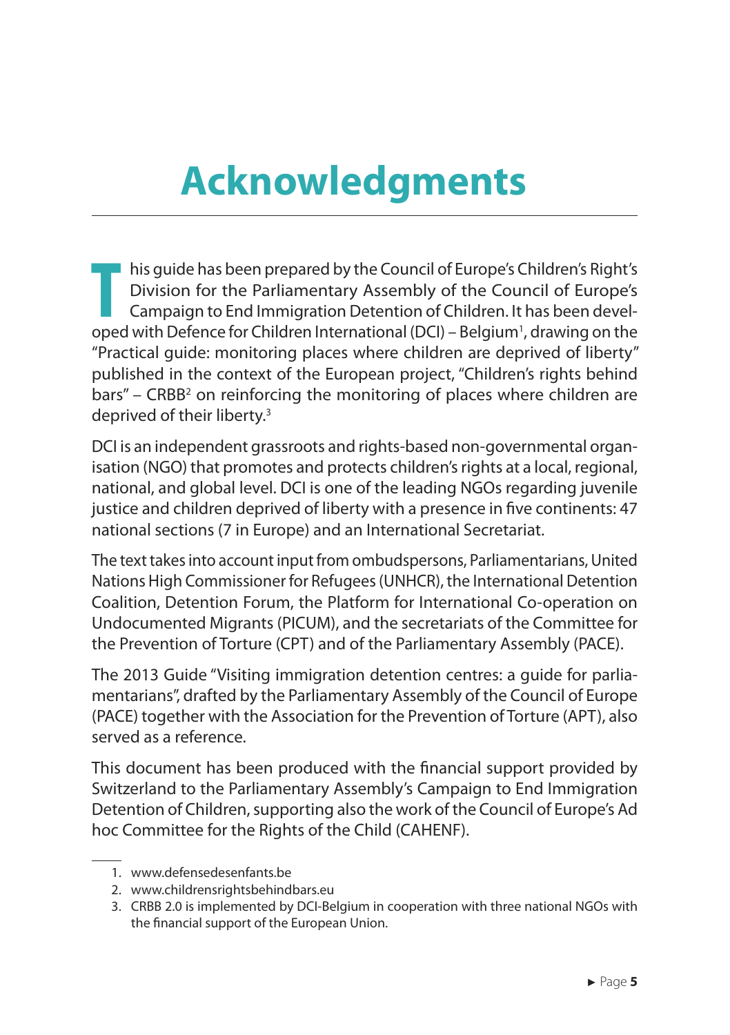# Acknowledgments

This guide has been prepared by the Council of Europe's Children's Right's Division for the Parliamentary Assembly of the Council of Europe's Campaign to End Immigration Detention of Children. It has been developed with Defence for Children International (DCI) – Belgium[1], drawing on the "Practical guide: monitoring places where children are deprived of liberty" published in the context of the European project, "Children's rights behind bars" – CRBB[2] on reinforcing the monitoring of places where children are deprived of their liberty.[3]

DCI is an independent grassroots and rights-based non-governmental organisation (NGO) that promotes and protects children's rights at a local, regional, national, and global level. DCI is one of the leading NGOs regarding juvenile justice and children deprived of liberty with a presence in five continents: 47 national sections (7 in Europe) and an International Secretariat.

The text takes into account input from ombudspersons, Parliamentarians, United Nations High Commissioner for Refugees (UNHCR), the International Detention Coalition, Detention Forum, the Platform for International Co-operation on Undocumented Migrants (PICUM), and the secretariats of the Committee for the Prevention of Torture (CPT) and of the Parliamentary Assembly (PACE).

The 2013 Guide "Visiting immigration detention centres: a guide for parliamentarians", drafted by the Parliamentary Assembly of the Council of Europe (PACE) together with the Association for the Prevention of Torture (APT), also served as a reference.

This document has been produced with the financial support provided by Switzerland to the Parliamentary Assembly's Campaign to End Immigration Detention of Children, supporting also the work of the Council of Europe's Ad hoc Committee for the Rights of the Child (CAHENF).

1. www.defensedesenfants.be
2. www.childrensrightsbehindbars.eu
3. CRBB 2.0 is implemented by DCI-Belgium in cooperation with three national NGOs with the financial support of the European Union.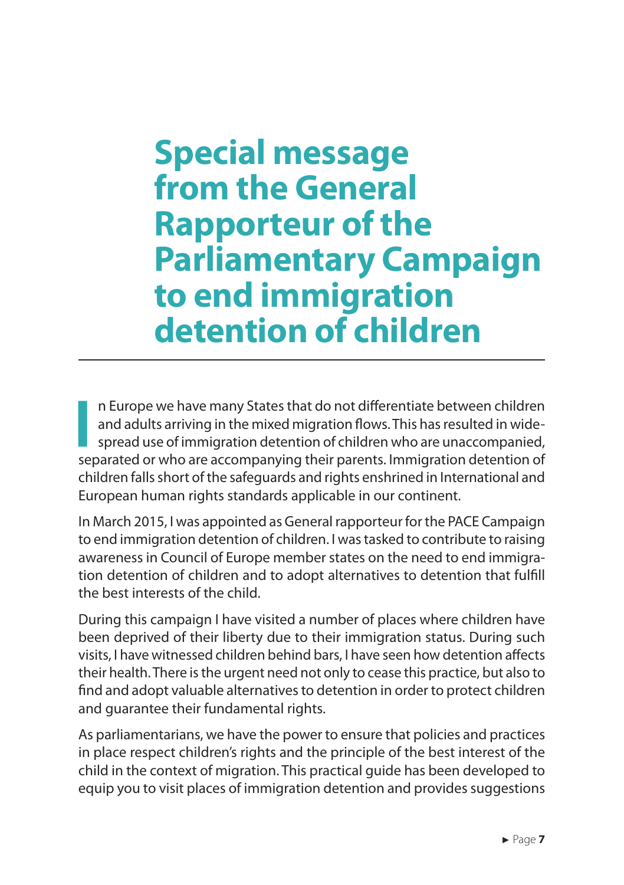# Special message from the General Rapporteur of the Parliamentary Campaign to end immigration detention of children

In Europe we have many States that do not differentiate between children and adults arriving in the mixed migration flows. This has resulted in widespread use of immigration detention of children who are unaccompanied, separated or who are accompanying their parents. Immigration detention of children falls short of the safeguards and rights enshrined in International and European human rights standards applicable in our continent.

In March 2015, I was appointed as General rapporteur for the PACE Campaign to end immigration detention of children. I was tasked to contribute to raising awareness in Council of Europe member states on the need to end immigration detention of children and to adopt alternatives to detention that fulfill the best interests of the child.

During this campaign I have visited a number of places where children have been deprived of their liberty due to their immigration status. During such visits, I have witnessed children behind bars, I have seen how detention affects their health. There is the urgent need not only to cease this practice, but also to find and adopt valuable alternatives to detention in order to protect children and guarantee their fundamental rights.

As parliamentarians, we have the power to ensure that policies and practices in place respect children's rights and the principle of the best interest of the child in the context of migration. This practical guide has been developed to equip you to visit places of immigration detention and provides suggestions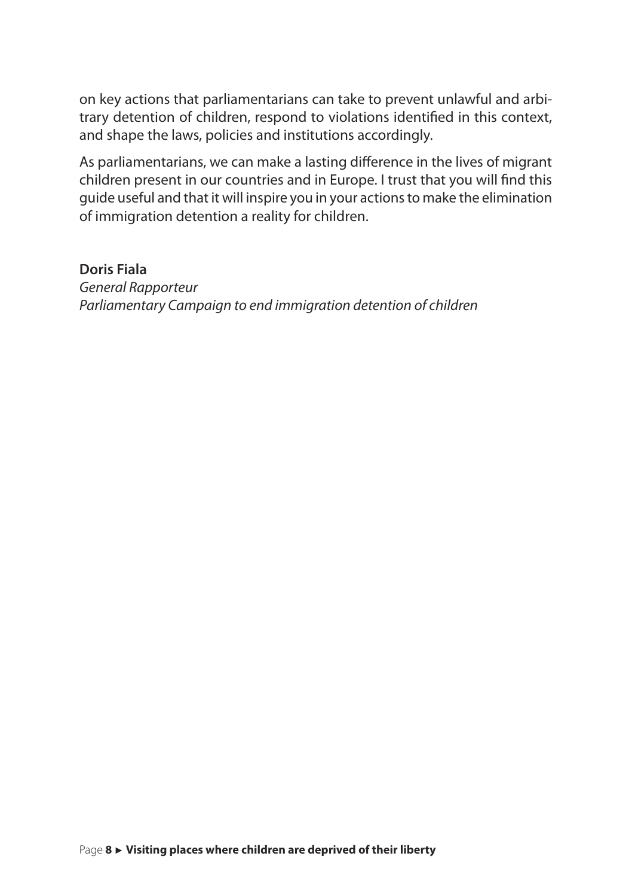on key actions that parliamentarians can take to prevent unlawful and arbitrary detention of children, respond to violations identified in this context, and shape the laws, policies and institutions accordingly.

As parliamentarians, we can make a lasting difference in the lives of migrant children present in our countries and in Europe. I trust that you will find this guide useful and that it will inspire you in your actions to make the elimination of immigration detention a reality for children.

**Doris Fiala**
*General Rapporteur*
*Parliamentary Campaign to end immigration detention of children*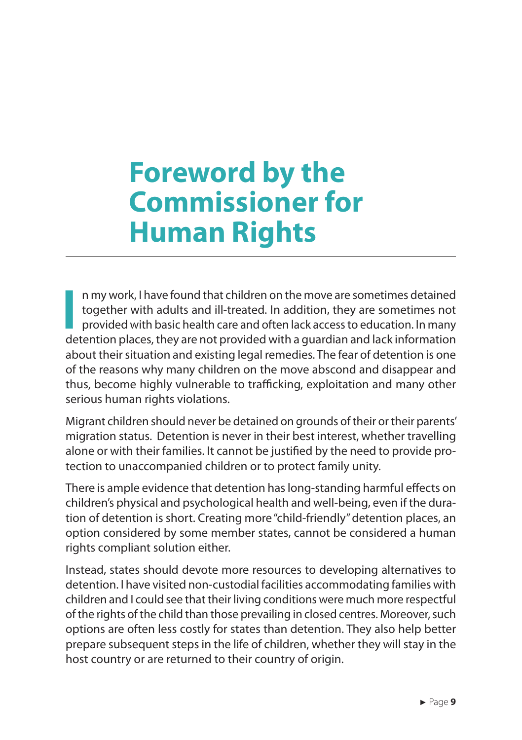# Foreword by the Commissioner for Human Rights

In my work, I have found that children on the move are sometimes detained together with adults and ill-treated. In addition, they are sometimes not provided with basic health care and often lack access to education. In many detention places, they are not provided with a guardian and lack information about their situation and existing legal remedies. The fear of detention is one of the reasons why many children on the move abscond and disappear and thus, become highly vulnerable to trafficking, exploitation and many other serious human rights violations.

Migrant children should never be detained on grounds of their or their parents' migration status. Detention is never in their best interest, whether travelling alone or with their families. It cannot be justified by the need to provide protection to unaccompanied children or to protect family unity.

There is ample evidence that detention has long-standing harmful effects on children's physical and psychological health and well-being, even if the duration of detention is short. Creating more "child-friendly" detention places, an option considered by some member states, cannot be considered a human rights compliant solution either.

Instead, states should devote more resources to developing alternatives to detention. I have visited non-custodial facilities accommodating families with children and I could see that their living conditions were much more respectful of the rights of the child than those prevailing in closed centres. Moreover, such options are often less costly for states than detention. They also help better prepare subsequent steps in the life of children, whether they will stay in the host country or are returned to their country of origin.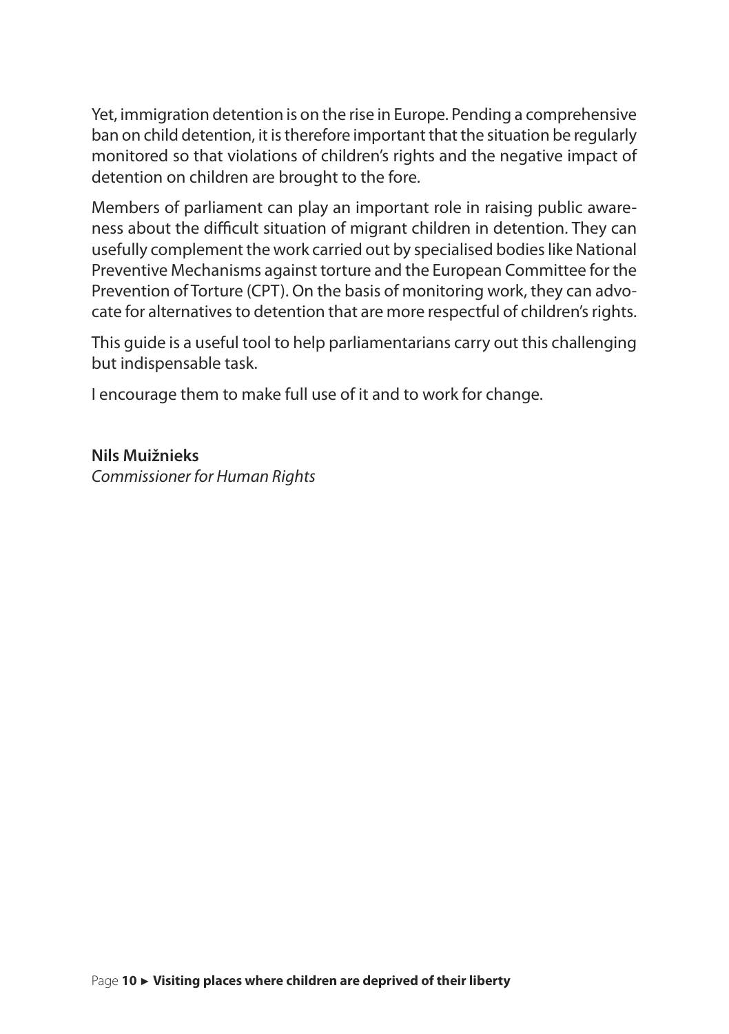Yet, immigration detention is on the rise in Europe. Pending a comprehensive ban on child detention, it is therefore important that the situation be regularly monitored so that violations of children's rights and the negative impact of detention on children are brought to the fore.

Members of parliament can play an important role in raising public awareness about the difficult situation of migrant children in detention. They can usefully complement the work carried out by specialised bodies like National Preventive Mechanisms against torture and the European Committee for the Prevention of Torture (CPT). On the basis of monitoring work, they can advocate for alternatives to detention that are more respectful of children's rights.

This guide is a useful tool to help parliamentarians carry out this challenging but indispensable task.

I encourage them to make full use of it and to work for change.

**Nils Muižnieks**
*Commissioner for Human Rights*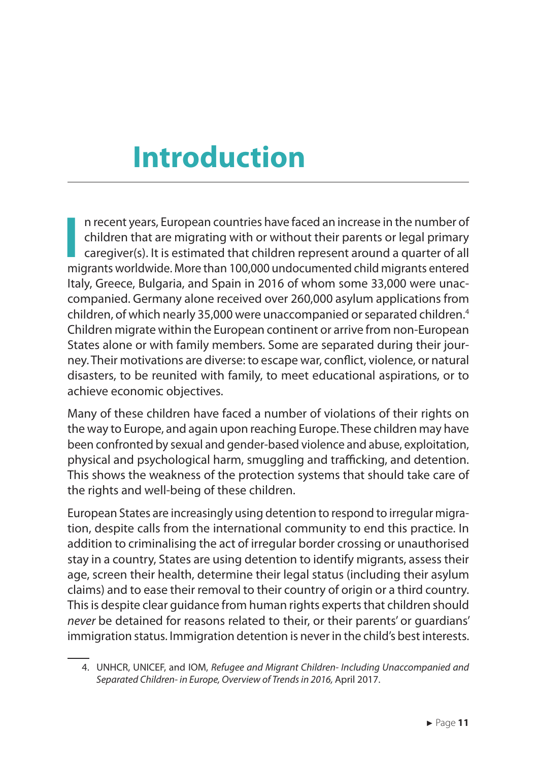# Introduction

In recent years, European countries have faced an increase in the number of children that are migrating with or without their parents or legal primary caregiver(s). It is estimated that children represent around a quarter of all migrants worldwide. More than 100,000 undocumented child migrants entered Italy, Greece, Bulgaria, and Spain in 2016 of whom some 33,000 were unaccompanied. Germany alone received over 260,000 asylum applications from children, of which nearly 35,000 were unaccompanied or separated children.[4] Children migrate within the European continent or arrive from non-European States alone or with family members. Some are separated during their journey. Their motivations are diverse: to escape war, conflict, violence, or natural disasters, to be reunited with family, to meet educational aspirations, or to achieve economic objectives.

Many of these children have faced a number of violations of their rights on the way to Europe, and again upon reaching Europe. These children may have been confronted by sexual and gender-based violence and abuse, exploitation, physical and psychological harm, smuggling and trafficking, and detention. This shows the weakness of the protection systems that should take care of the rights and well-being of these children.

European States are increasingly using detention to respond to irregular migration, despite calls from the international community to end this practice. In addition to criminalising the act of irregular border crossing or unauthorised stay in a country, States are using detention to identify migrants, assess their age, screen their health, determine their legal status (including their asylum claims) and to ease their removal to their country of origin or a third country. This is despite clear guidance from human rights experts that children should *never* be detained for reasons related to their, or their parents' or guardians' immigration status. Immigration detention is never in the child's best interests.

---

4. UNHCR, UNICEF, and IOM, *Refugee and Migrant Children- Including Unaccompanied and Separated Children- in Europe, Overview of Trends in 2016,* April 2017.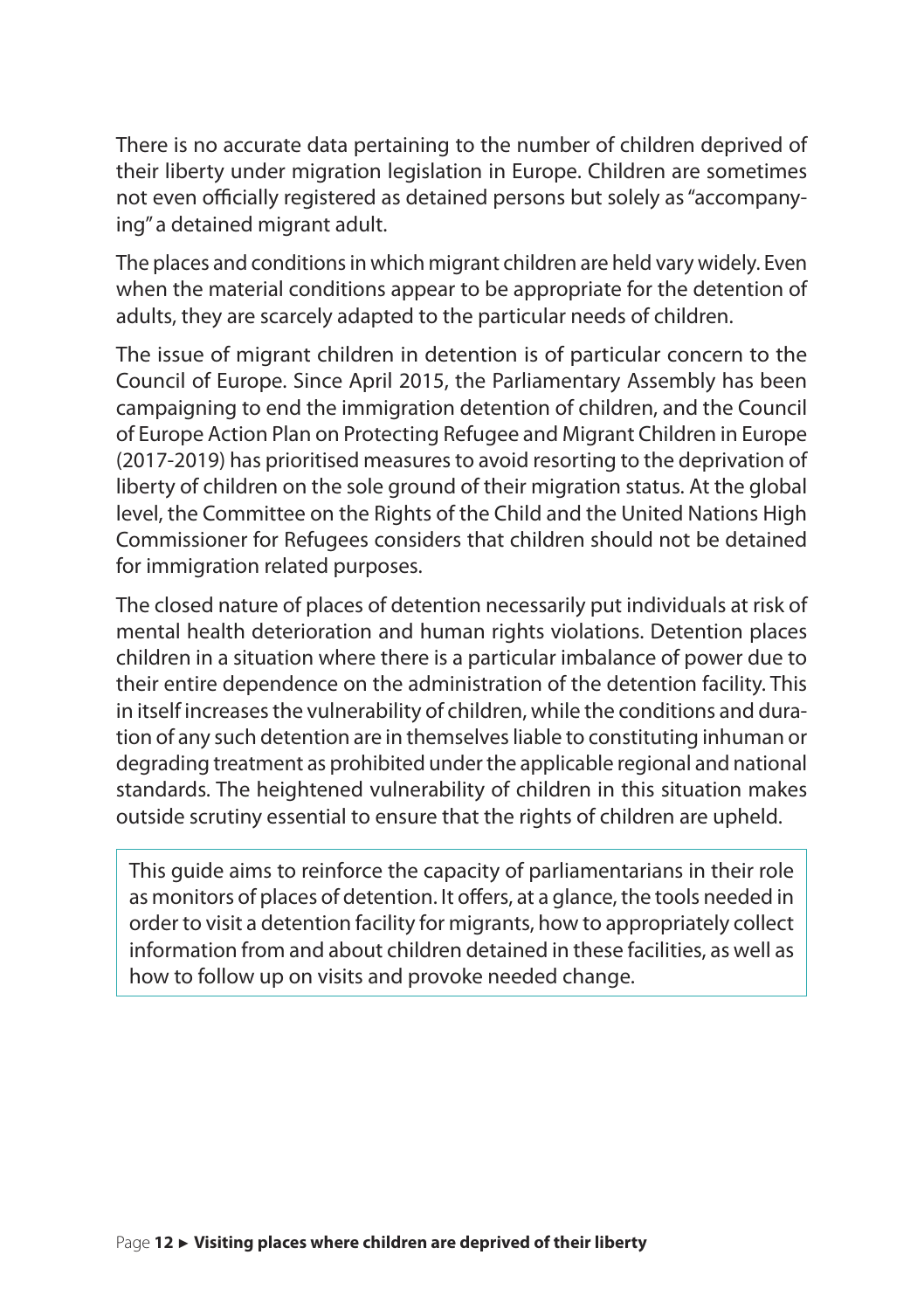There is no accurate data pertaining to the number of children deprived of their liberty under migration legislation in Europe. Children are sometimes not even officially registered as detained persons but solely as "accompanying" a detained migrant adult.

The places and conditions in which migrant children are held vary widely. Even when the material conditions appear to be appropriate for the detention of adults, they are scarcely adapted to the particular needs of children.

The issue of migrant children in detention is of particular concern to the Council of Europe. Since April 2015, the Parliamentary Assembly has been campaigning to end the immigration detention of children, and the Council of Europe Action Plan on Protecting Refugee and Migrant Children in Europe (2017-2019) has prioritised measures to avoid resorting to the deprivation of liberty of children on the sole ground of their migration status. At the global level, the Committee on the Rights of the Child and the United Nations High Commissioner for Refugees considers that children should not be detained for immigration related purposes.

The closed nature of places of detention necessarily put individuals at risk of mental health deterioration and human rights violations. Detention places children in a situation where there is a particular imbalance of power due to their entire dependence on the administration of the detention facility. This in itself increases the vulnerability of children, while the conditions and duration of any such detention are in themselves liable to constituting inhuman or degrading treatment as prohibited under the applicable regional and national standards. The heightened vulnerability of children in this situation makes outside scrutiny essential to ensure that the rights of children are upheld.

> This guide aims to reinforce the capacity of parliamentarians in their role as monitors of places of detention. It offers, at a glance, the tools needed in order to visit a detention facility for migrants, how to appropriately collect information from and about children detained in these facilities, as well as how to follow up on visits and provoke needed change.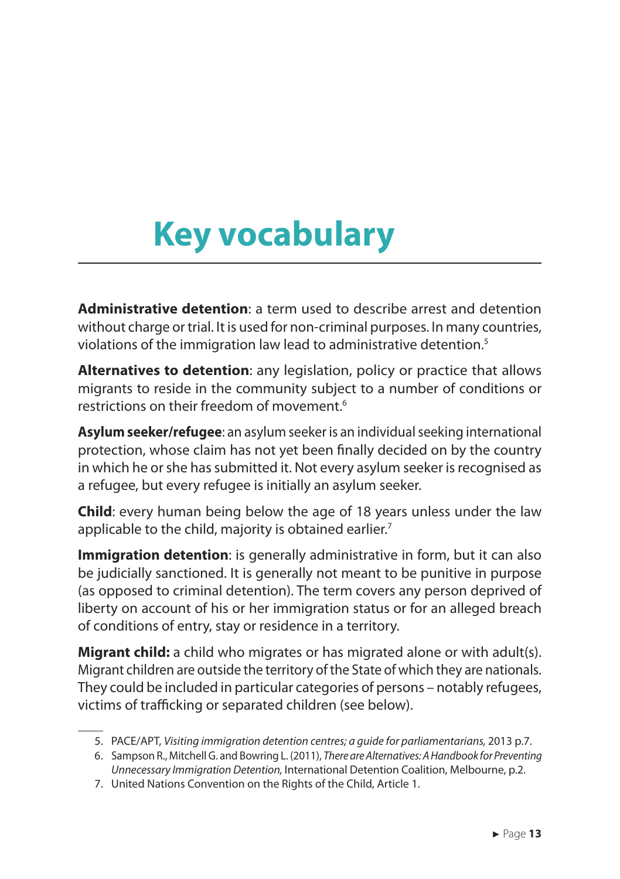# Key vocabulary

**Administrative detention**: a term used to describe arrest and detention without charge or trial. It is used for non-criminal purposes. In many countries, violations of the immigration law lead to administrative detention.[5]

**Alternatives to detention**: any legislation, policy or practice that allows migrants to reside in the community subject to a number of conditions or restrictions on their freedom of movement.[6]

**Asylum seeker/refugee**: an asylum seeker is an individual seeking international protection, whose claim has not yet been finally decided on by the country in which he or she has submitted it. Not every asylum seeker is recognised as a refugee, but every refugee is initially an asylum seeker.

**Child**: every human being below the age of 18 years unless under the law applicable to the child, majority is obtained earlier.[7]

**Immigration detention**: is generally administrative in form, but it can also be judicially sanctioned. It is generally not meant to be punitive in purpose (as opposed to criminal detention). The term covers any person deprived of liberty on account of his or her immigration status or for an alleged breach of conditions of entry, stay or residence in a territory.

**Migrant child:** a child who migrates or has migrated alone or with adult(s). Migrant children are outside the territory of the State of which they are nationals. They could be included in particular categories of persons – notably refugees, victims of trafficking or separated children (see below).

---

5. PACE/APT, *Visiting immigration detention centres; a guide for parliamentarians,* 2013 p.7.
6. Sampson R., Mitchell G. and Bowring L. (2011), *There are Alternatives: A Handbook for Preventing Unnecessary Immigration Detention,* International Detention Coalition, Melbourne, p.2.
7. United Nations Convention on the Rights of the Child, Article 1.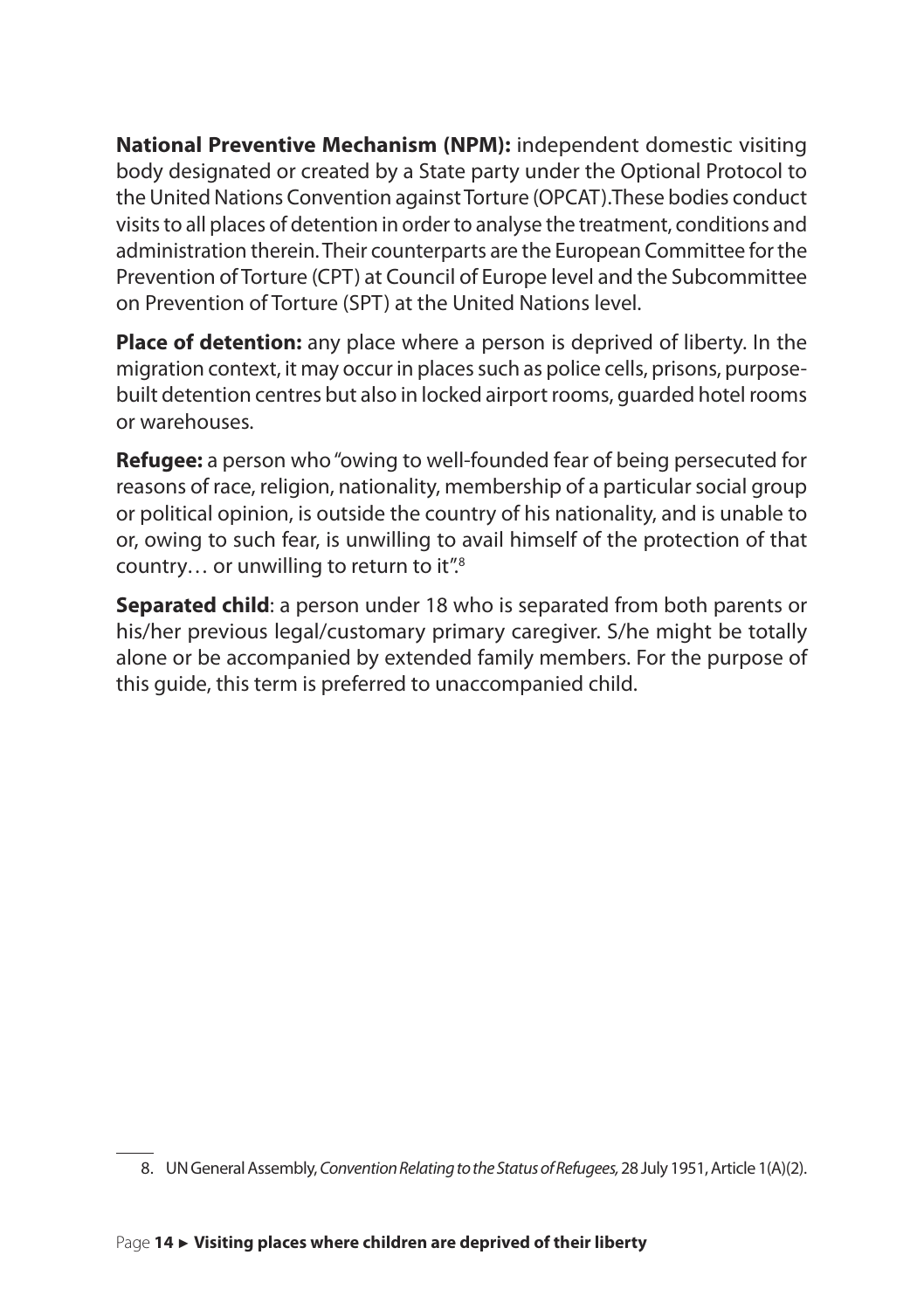**National Preventive Mechanism (NPM):** independent domestic visiting body designated or created by a State party under the Optional Protocol to the United Nations Convention against Torture (OPCAT).These bodies conduct visits to all places of detention in order to analyse the treatment, conditions and administration therein. Their counterparts are the European Committee for the Prevention of Torture (CPT) at Council of Europe level and the Subcommittee on Prevention of Torture (SPT) at the United Nations level.

**Place of detention:** any place where a person is deprived of liberty. In the migration context, it may occur in places such as police cells, prisons, purpose-built detention centres but also in locked airport rooms, guarded hotel rooms or warehouses.

**Refugee:** a person who "owing to well-founded fear of being persecuted for reasons of race, religion, nationality, membership of a particular social group or political opinion, is outside the country of his nationality, and is unable to or, owing to such fear, is unwilling to avail himself of the protection of that country… or unwilling to return to it".[8]

**Separated child**: a person under 18 who is separated from both parents or his/her previous legal/customary primary caregiver. S/he might be totally alone or be accompanied by extended family members. For the purpose of this guide, this term is preferred to unaccompanied child.

8. UN General Assembly, *Convention Relating to the Status of Refugees,* 28 July 1951, Article 1(A)(2).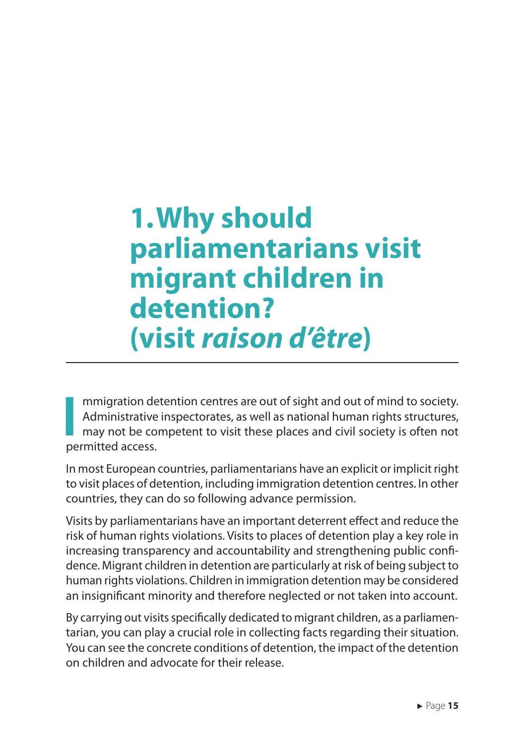# 1. Why should parliamentarians visit migrant children in detention? (visit *raison d'être*)

Immigration detention centres are out of sight and out of mind to society. Administrative inspectorates, as well as national human rights structures, may not be competent to visit these places and civil society is often not permitted access.

In most European countries, parliamentarians have an explicit or implicit right to visit places of detention, including immigration detention centres. In other countries, they can do so following advance permission.

Visits by parliamentarians have an important deterrent effect and reduce the risk of human rights violations. Visits to places of detention play a key role in increasing transparency and accountability and strengthening public confidence. Migrant children in detention are particularly at risk of being subject to human rights violations. Children in immigration detention may be considered an insignificant minority and therefore neglected or not taken into account.

By carrying out visits specifically dedicated to migrant children, as a parliamentarian, you can play a crucial role in collecting facts regarding their situation. You can see the concrete conditions of detention, the impact of the detention on children and advocate for their release.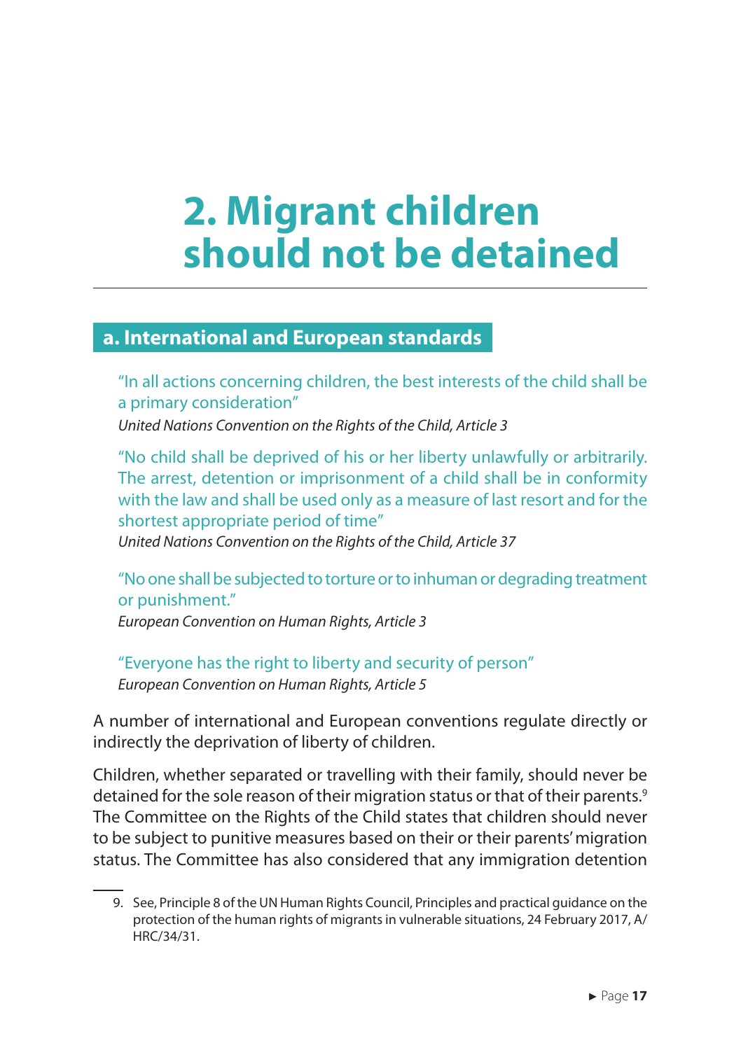# 2. Migrant children should not be detained

## a. International and European standards

"In all actions concerning children, the best interests of the child shall be a primary consideration"
*United Nations Convention on the Rights of the Child, Article 3*

"No child shall be deprived of his or her liberty unlawfully or arbitrarily. The arrest, detention or imprisonment of a child shall be in conformity with the law and shall be used only as a measure of last resort and for the shortest appropriate period of time"
*United Nations Convention on the Rights of the Child, Article 37*

"No one shall be subjected to torture or to inhuman or degrading treatment or punishment."
*European Convention on Human Rights, Article 3*

"Everyone has the right to liberty and security of person"
*European Convention on Human Rights, Article 5*

A number of international and European conventions regulate directly or indirectly the deprivation of liberty of children.

Children, whether separated or travelling with their family, should never be detained for the sole reason of their migration status or that of their parents.[9] The Committee on the Rights of the Child states that children should never to be subject to punitive measures based on their or their parents' migration status. The Committee has also considered that any immigration detention

9. See, Principle 8 of the UN Human Rights Council, Principles and practical guidance on the protection of the human rights of migrants in vulnerable situations, 24 February 2017, A/HRC/34/31.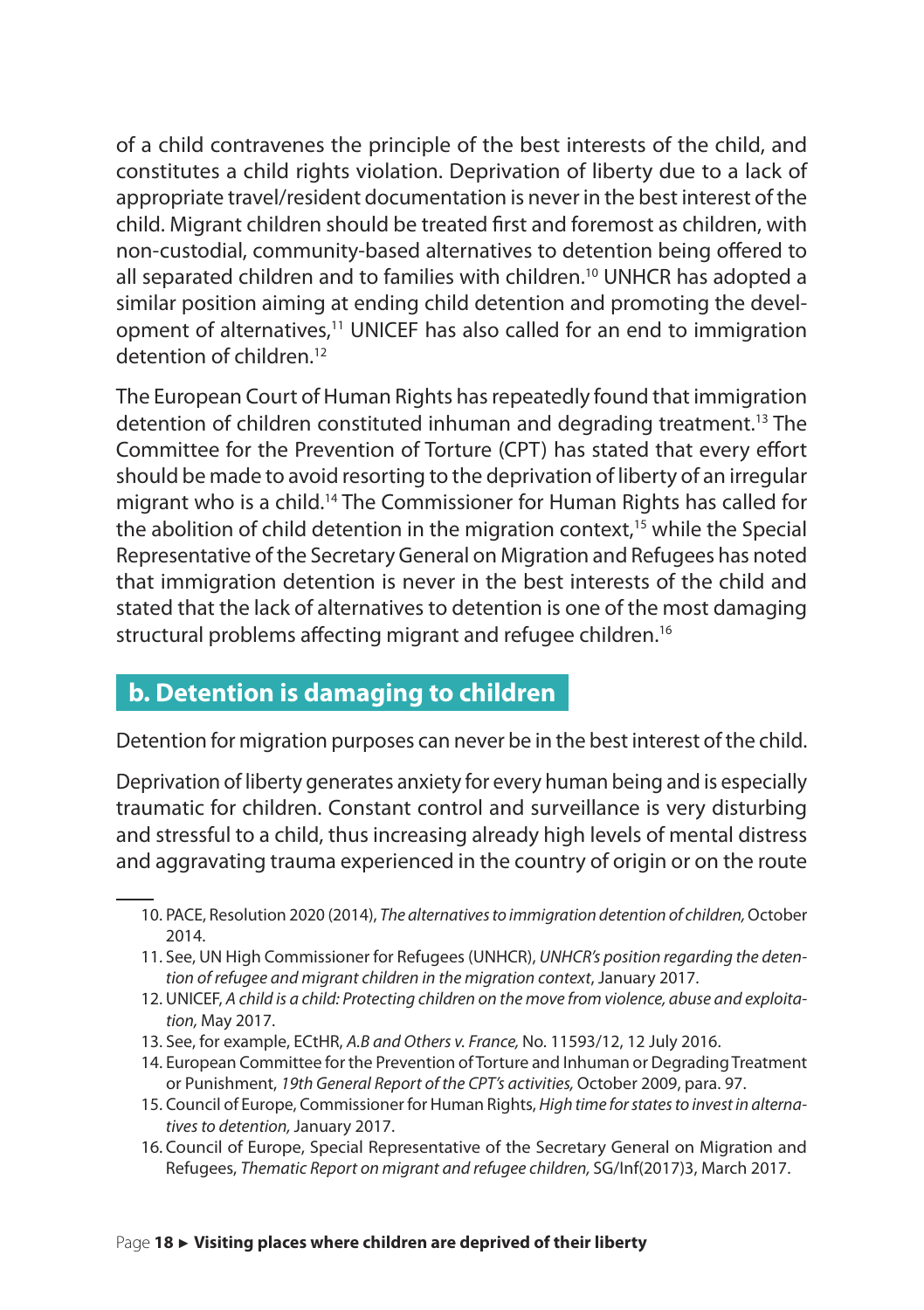of a child contravenes the principle of the best interests of the child, and constitutes a child rights violation. Deprivation of liberty due to a lack of appropriate travel/resident documentation is never in the best interest of the child. Migrant children should be treated first and foremost as children, with non-custodial, community-based alternatives to detention being offered to all separated children and to families with children.[10] UNHCR has adopted a similar position aiming at ending child detention and promoting the development of alternatives,[11] UNICEF has also called for an end to immigration detention of children.[12]

The European Court of Human Rights has repeatedly found that immigration detention of children constituted inhuman and degrading treatment.[13] The Committee for the Prevention of Torture (CPT) has stated that every effort should be made to avoid resorting to the deprivation of liberty of an irregular migrant who is a child.[14] The Commissioner for Human Rights has called for the abolition of child detention in the migration context,[15] while the Special Representative of the Secretary General on Migration and Refugees has noted that immigration detention is never in the best interests of the child and stated that the lack of alternatives to detention is one of the most damaging structural problems affecting migrant and refugee children.[16]

## b. Detention is damaging to children

Detention for migration purposes can never be in the best interest of the child.

Deprivation of liberty generates anxiety for every human being and is especially traumatic for children. Constant control and surveillance is very disturbing and stressful to a child, thus increasing already high levels of mental distress and aggravating trauma experienced in the country of origin or on the route

---

10. PACE, Resolution 2020 (2014), *The alternatives to immigration detention of children,* October 2014.
11. See, UN High Commissioner for Refugees (UNHCR), *UNHCR's position regarding the detention of refugee and migrant children in the migration context*, January 2017.
12. UNICEF, *A child is a child: Protecting children on the move from violence, abuse and exploitation,* May 2017.
13. See, for example, ECtHR, *A.B and Others v. France,* No. 11593/12, 12 July 2016.
14. European Committee for the Prevention of Torture and Inhuman or Degrading Treatment or Punishment, *19th General Report of the CPT's activities,* October 2009, para. 97.
15. Council of Europe, Commissioner for Human Rights, *High time for states to invest in alternatives to detention,* January 2017.
16. Council of Europe, Special Representative of the Secretary General on Migration and Refugees, *Thematic Report on migrant and refugee children,* SG/Inf(2017)3, March 2017.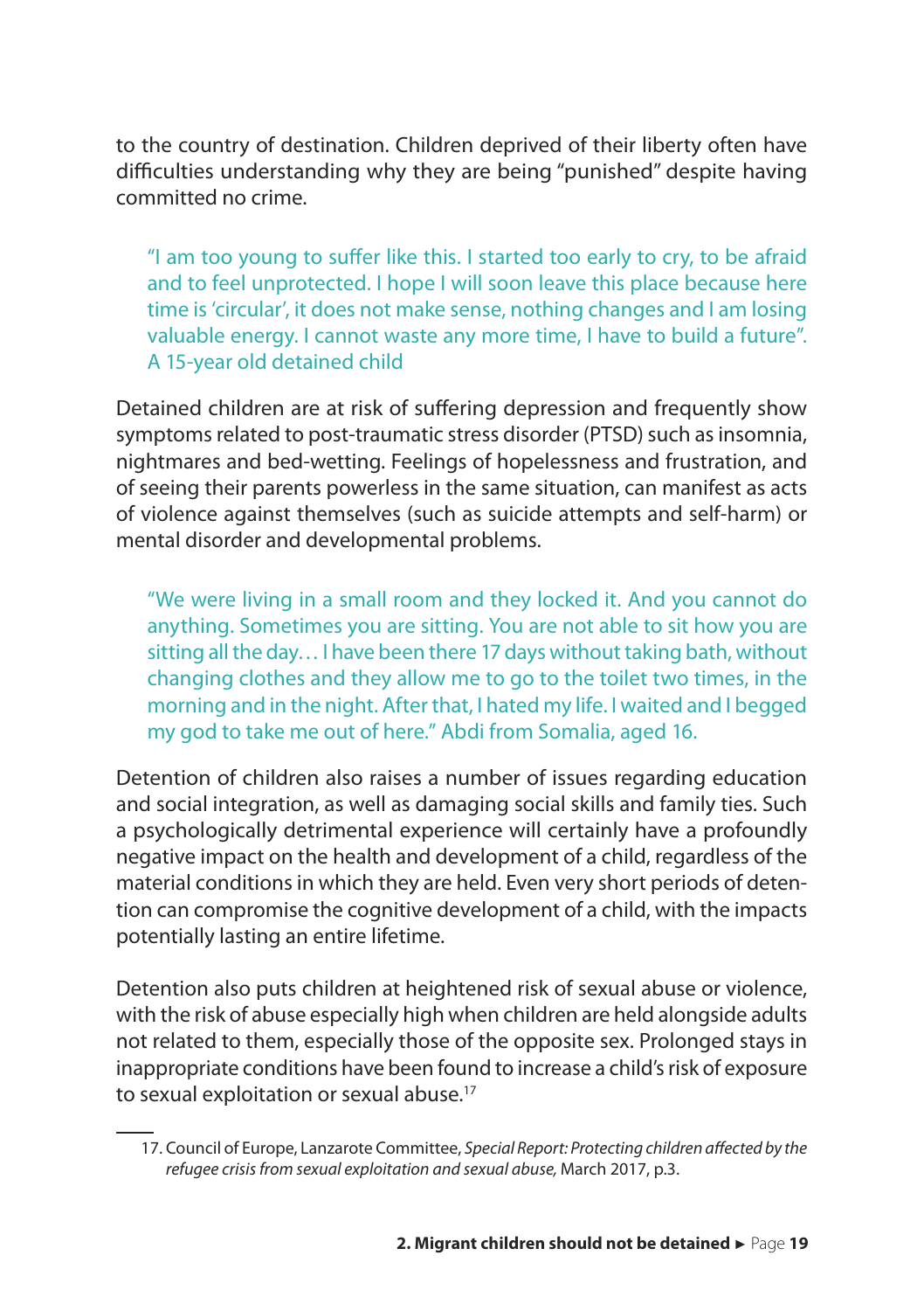to the country of destination. Children deprived of their liberty often have difficulties understanding why they are being "punished" despite having committed no crime.

> "I am too young to suffer like this. I started too early to cry, to be afraid and to feel unprotected. I hope I will soon leave this place because here time is 'circular', it does not make sense, nothing changes and I am losing valuable energy. I cannot waste any more time, I have to build a future". A 15-year old detained child

Detained children are at risk of suffering depression and frequently show symptoms related to post-traumatic stress disorder (PTSD) such as insomnia, nightmares and bed-wetting. Feelings of hopelessness and frustration, and of seeing their parents powerless in the same situation, can manifest as acts of violence against themselves (such as suicide attempts and self-harm) or mental disorder and developmental problems.

> "We were living in a small room and they locked it. And you cannot do anything. Sometimes you are sitting. You are not able to sit how you are sitting all the day… I have been there 17 days without taking bath, without changing clothes and they allow me to go to the toilet two times, in the morning and in the night. After that, I hated my life. I waited and I begged my god to take me out of here." Abdi from Somalia, aged 16.

Detention of children also raises a number of issues regarding education and social integration, as well as damaging social skills and family ties. Such a psychologically detrimental experience will certainly have a profoundly negative impact on the health and development of a child, regardless of the material conditions in which they are held. Even very short periods of detention can compromise the cognitive development of a child, with the impacts potentially lasting an entire lifetime.

Detention also puts children at heightened risk of sexual abuse or violence, with the risk of abuse especially high when children are held alongside adults not related to them, especially those of the opposite sex. Prolonged stays in inappropriate conditions have been found to increase a child's risk of exposure to sexual exploitation or sexual abuse.[17]

---

17. Council of Europe, Lanzarote Committee, *Special Report: Protecting children affected by the refugee crisis from sexual exploitation and sexual abuse,* March 2017, p.3.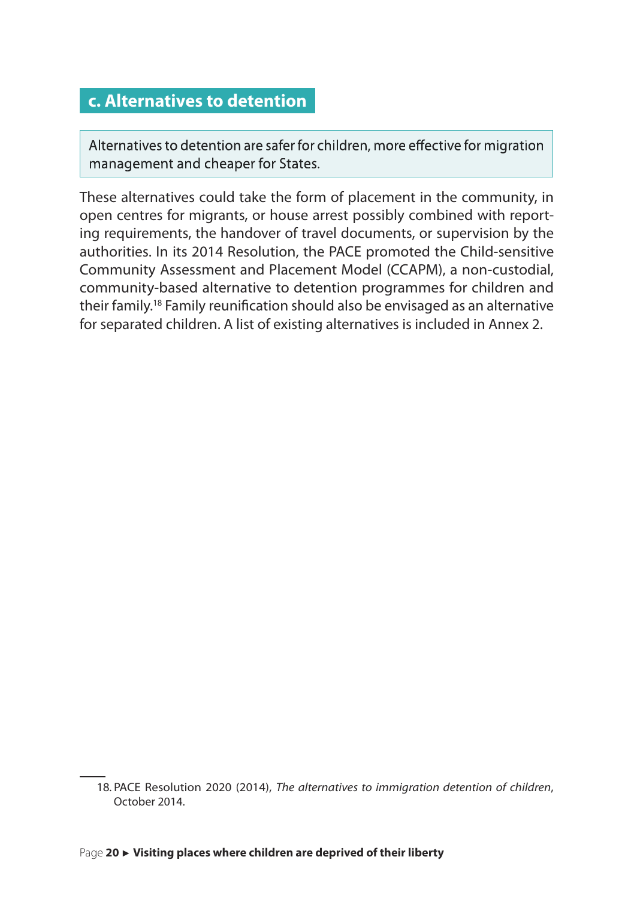### c. Alternatives to detention

> Alternatives to detention are safer for children, more effective for migration management and cheaper for States.

These alternatives could take the form of placement in the community, in open centres for migrants, or house arrest possibly combined with reporting requirements, the handover of travel documents, or supervision by the authorities. In its 2014 Resolution, the PACE promoted the Child-sensitive Community Assessment and Placement Model (CCAPM), a non-custodial, community-based alternative to detention programmes for children and their family.[18] Family reunification should also be envisaged as an alternative for separated children. A list of existing alternatives is included in Annex 2.

---

18. PACE Resolution 2020 (2014), *The alternatives to immigration detention of children*, October 2014.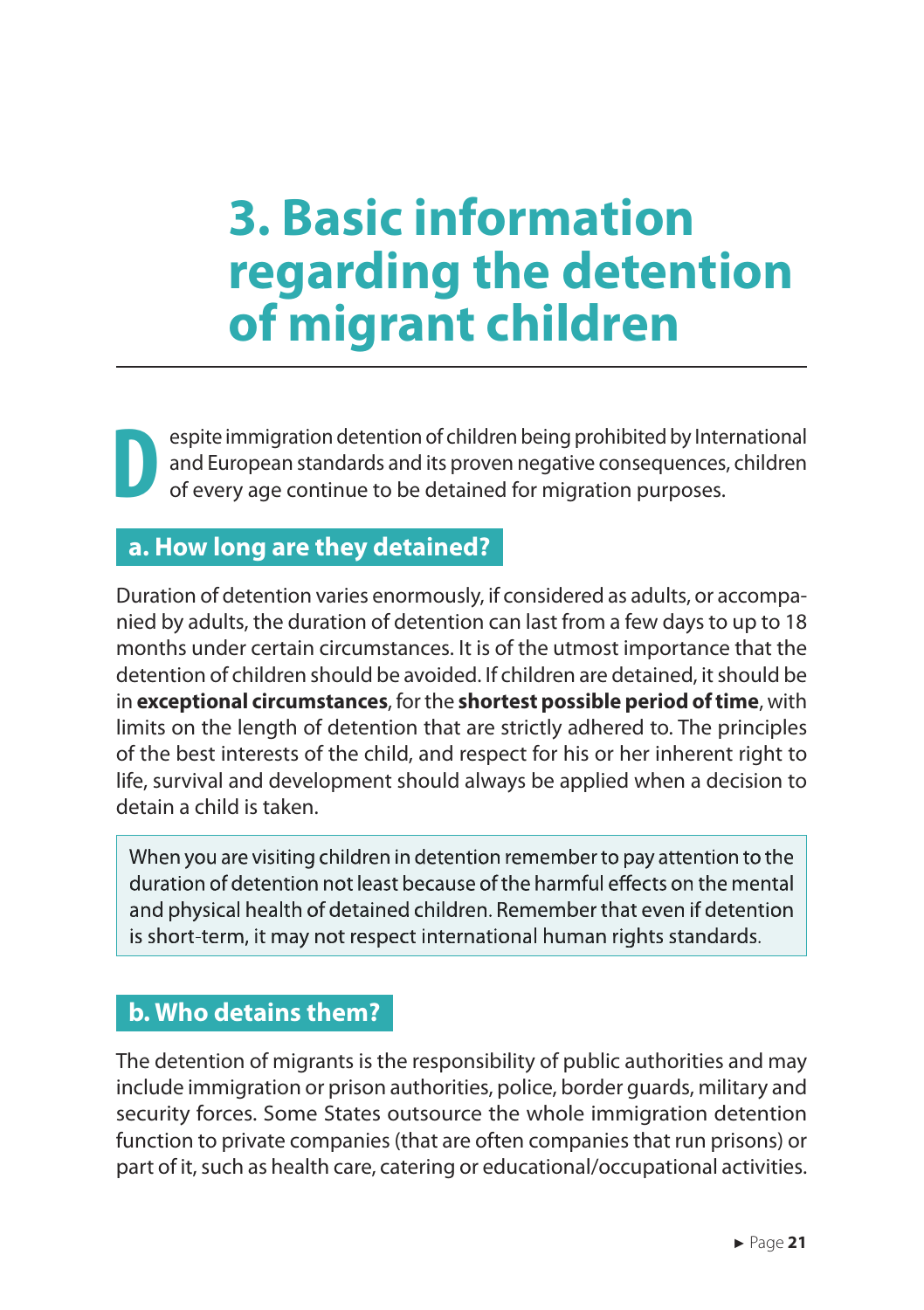# 3. Basic information regarding the detention of migrant children

Despite immigration detention of children being prohibited by International and European standards and its proven negative consequences, children of every age continue to be detained for migration purposes.

## a. How long are they detained?

Duration of detention varies enormously, if considered as adults, or accompanied by adults, the duration of detention can last from a few days to up to 18 months under certain circumstances. It is of the utmost importance that the detention of children should be avoided. If children are detained, it should be in **exceptional circumstances**, for the **shortest possible period of time**, with limits on the length of detention that are strictly adhered to. The principles of the best interests of the child, and respect for his or her inherent right to life, survival and development should always be applied when a decision to detain a child is taken.

> When you are visiting children in detention remember to pay attention to the duration of detention not least because of the harmful effects on the mental and physical health of detained children. Remember that even if detention is short-term, it may not respect international human rights standards.

## b. Who detains them?

The detention of migrants is the responsibility of public authorities and may include immigration or prison authorities, police, border guards, military and security forces. Some States outsource the whole immigration detention function to private companies (that are often companies that run prisons) or part of it, such as health care, catering or educational/occupational activities.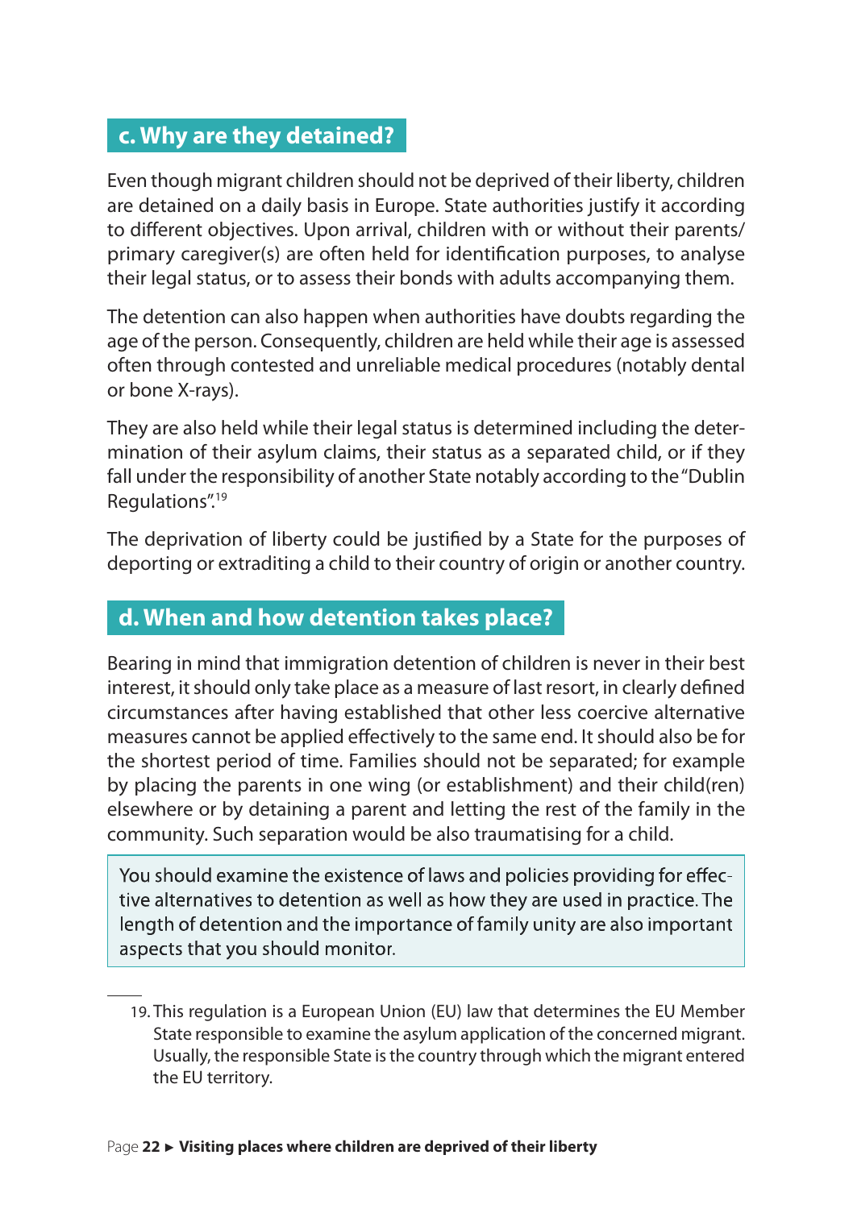## c. Why are they detained?

Even though migrant children should not be deprived of their liberty, children are detained on a daily basis in Europe. State authorities justify it according to different objectives. Upon arrival, children with or without their parents/primary caregiver(s) are often held for identification purposes, to analyse their legal status, or to assess their bonds with adults accompanying them.

The detention can also happen when authorities have doubts regarding the age of the person. Consequently, children are held while their age is assessed often through contested and unreliable medical procedures (notably dental or bone X-rays).

They are also held while their legal status is determined including the determination of their asylum claims, their status as a separated child, or if they fall under the responsibility of another State notably according to the "Dublin Regulations".[19]

The deprivation of liberty could be justified by a State for the purposes of deporting or extraditing a child to their country of origin or another country.

## d. When and how detention takes place?

Bearing in mind that immigration detention of children is never in their best interest, it should only take place as a measure of last resort, in clearly defined circumstances after having established that other less coercive alternative measures cannot be applied effectively to the same end. It should also be for the shortest period of time. Families should not be separated; for example by placing the parents in one wing (or establishment) and their child(ren) elsewhere or by detaining a parent and letting the rest of the family in the community. Such separation would be also traumatising for a child.

> You should examine the existence of laws and policies providing for effective alternatives to detention as well as how they are used in practice. The length of detention and the importance of family unity are also important aspects that you should monitor.

---

19. This regulation is a European Union (EU) law that determines the EU Member State responsible to examine the asylum application of the concerned migrant. Usually, the responsible State is the country through which the migrant entered the EU territory.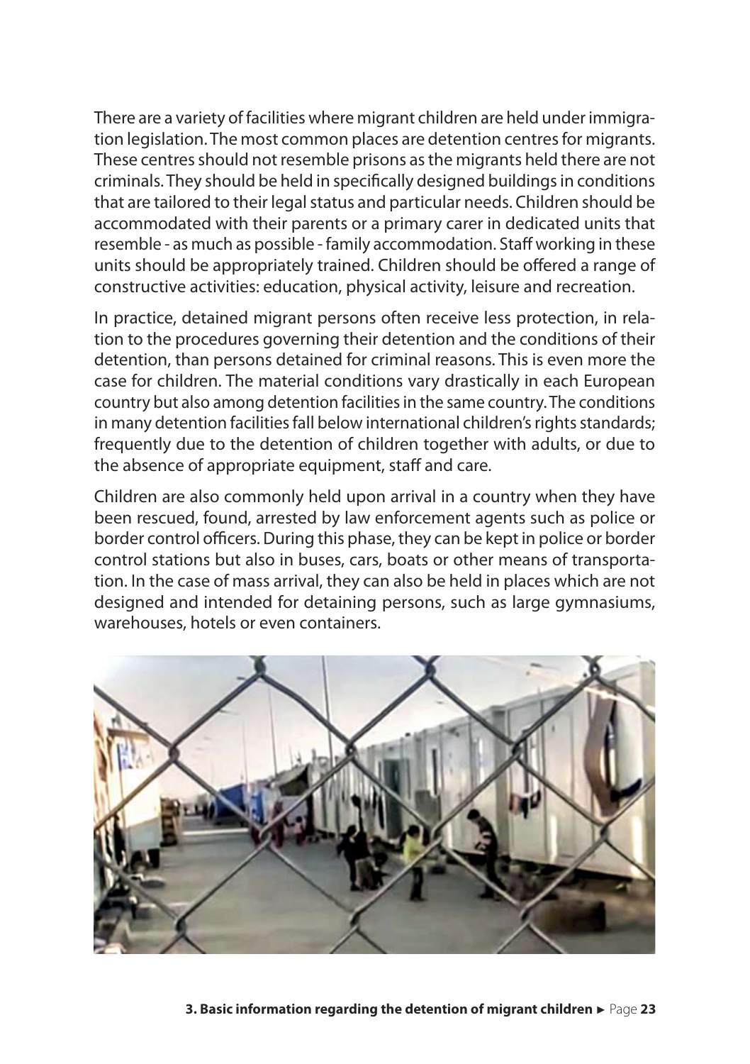There are a variety of facilities where migrant children are held under immigration legislation. The most common places are detention centres for migrants. These centres should not resemble prisons as the migrants held there are not criminals. They should be held in specifically designed buildings in conditions that are tailored to their legal status and particular needs. Children should be accommodated with their parents or a primary carer in dedicated units that resemble - as much as possible - family accommodation. Staff working in these units should be appropriately trained. Children should be offered a range of constructive activities: education, physical activity, leisure and recreation.

In practice, detained migrant persons often receive less protection, in relation to the procedures governing their detention and the conditions of their detention, than persons detained for criminal reasons. This is even more the case for children. The material conditions vary drastically in each European country but also among detention facilities in the same country. The conditions in many detention facilities fall below international children's rights standards; frequently due to the detention of children together with adults, or due to the absence of appropriate equipment, staff and care.

Children are also commonly held upon arrival in a country when they have been rescued, found, arrested by law enforcement agents such as police or border control officers. During this phase, they can be kept in police or border control stations but also in buses, cars, boats or other means of transportation. In the case of mass arrival, they can also be held in places which are not designed and intended for detaining persons, such as large gymnasiums, warehouses, hotels or even containers.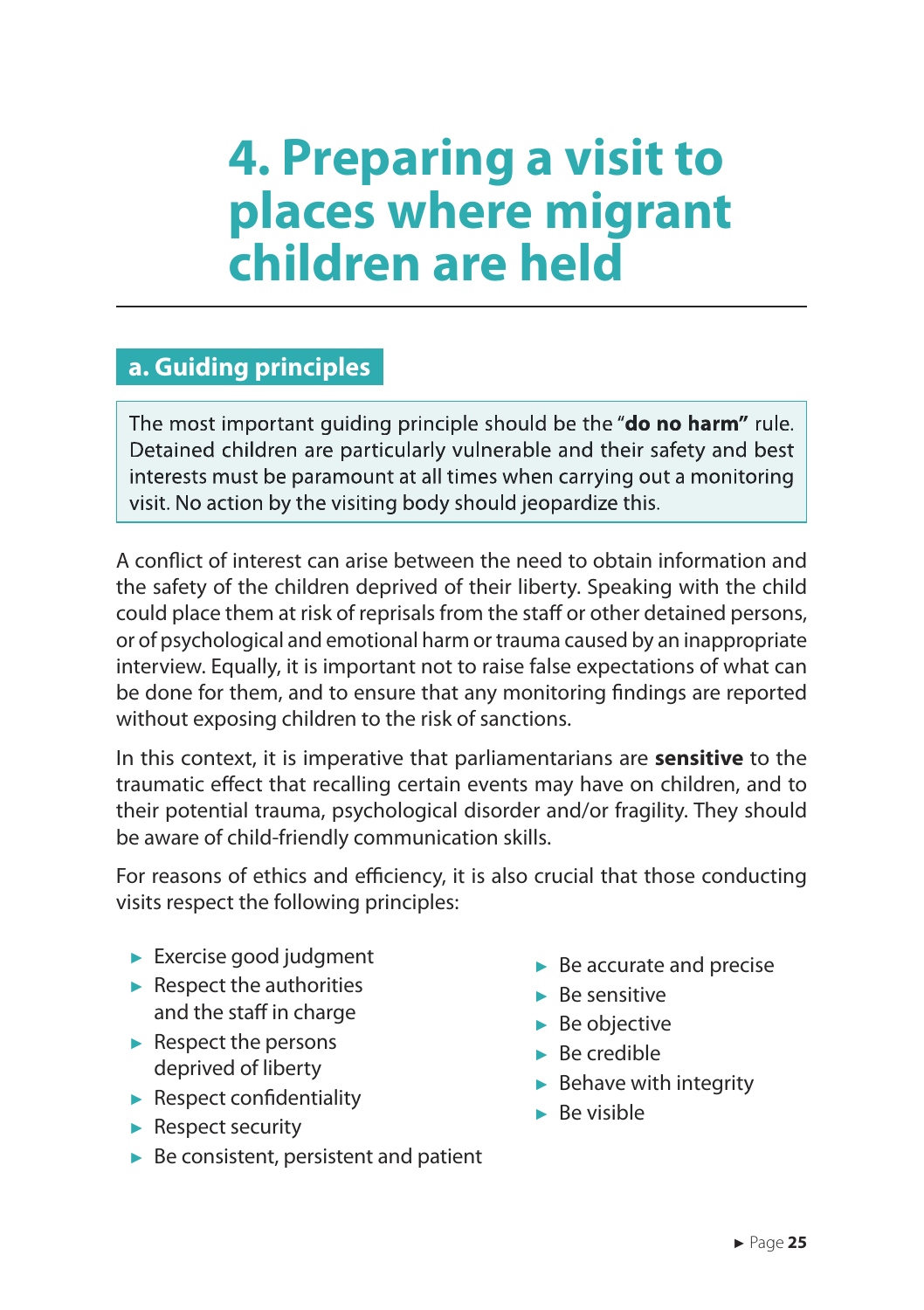# 4. Preparing a visit to places where migrant children are held

## a. Guiding principles

The most important guiding principle should be the "**do no harm"** rule. Detained children are particularly vulnerable and their safety and best interests must be paramount at all times when carrying out a monitoring visit. No action by the visiting body should jeopardize this.

A conflict of interest can arise between the need to obtain information and the safety of the children deprived of their liberty. Speaking with the child could place them at risk of reprisals from the staff or other detained persons, or of psychological and emotional harm or trauma caused by an inappropriate interview. Equally, it is important not to raise false expectations of what can be done for them, and to ensure that any monitoring findings are reported without exposing children to the risk of sanctions.

In this context, it is imperative that parliamentarians are **sensitive** to the traumatic effect that recalling certain events may have on children, and to their potential trauma, psychological disorder and/or fragility. They should be aware of child-friendly communication skills.

For reasons of ethics and efficiency, it is also crucial that those conducting visits respect the following principles:

- Exercise good judgment
- Respect the authorities and the staff in charge
- Respect the persons deprived of liberty
- Respect confidentiality
- Respect security
- Be consistent, persistent and patient
- Be accurate and precise
- Be sensitive
- Be objective
- Be credible
- Behave with integrity
- Be visible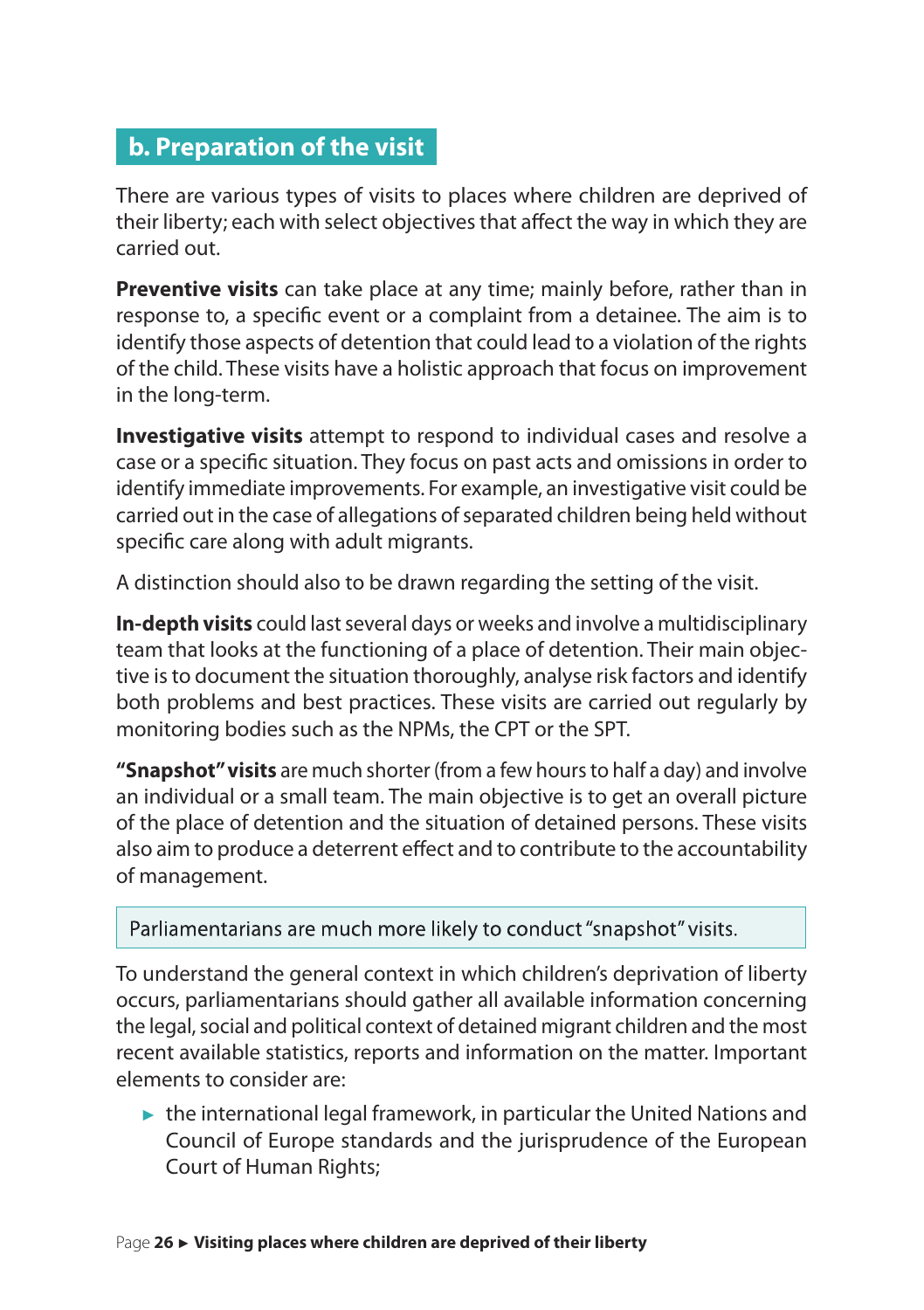## b. Preparation of the visit

There are various types of visits to places where children are deprived of their liberty; each with select objectives that affect the way in which they are carried out.

**Preventive visits** can take place at any time; mainly before, rather than in response to, a specific event or a complaint from a detainee. The aim is to identify those aspects of detention that could lead to a violation of the rights of the child. These visits have a holistic approach that focus on improvement in the long-term.

**Investigative visits** attempt to respond to individual cases and resolve a case or a specific situation. They focus on past acts and omissions in order to identify immediate improvements. For example, an investigative visit could be carried out in the case of allegations of separated children being held without specific care along with adult migrants.

A distinction should also to be drawn regarding the setting of the visit.

**In-depth visits** could last several days or weeks and involve a multidisciplinary team that looks at the functioning of a place of detention. Their main objective is to document the situation thoroughly, analyse risk factors and identify both problems and best practices. These visits are carried out regularly by monitoring bodies such as the NPMs, the CPT or the SPT.

**"Snapshot" visits** are much shorter (from a few hours to half a day) and involve an individual or a small team. The main objective is to get an overall picture of the place of detention and the situation of detained persons. These visits also aim to produce a deterrent effect and to contribute to the accountability of management.

> Parliamentarians are much more likely to conduct "snapshot" visits.

To understand the general context in which children's deprivation of liberty occurs, parliamentarians should gather all available information concerning the legal, social and political context of detained migrant children and the most recent available statistics, reports and information on the matter. Important elements to consider are:

- the international legal framework, in particular the United Nations and Council of Europe standards and the jurisprudence of the European Court of Human Rights;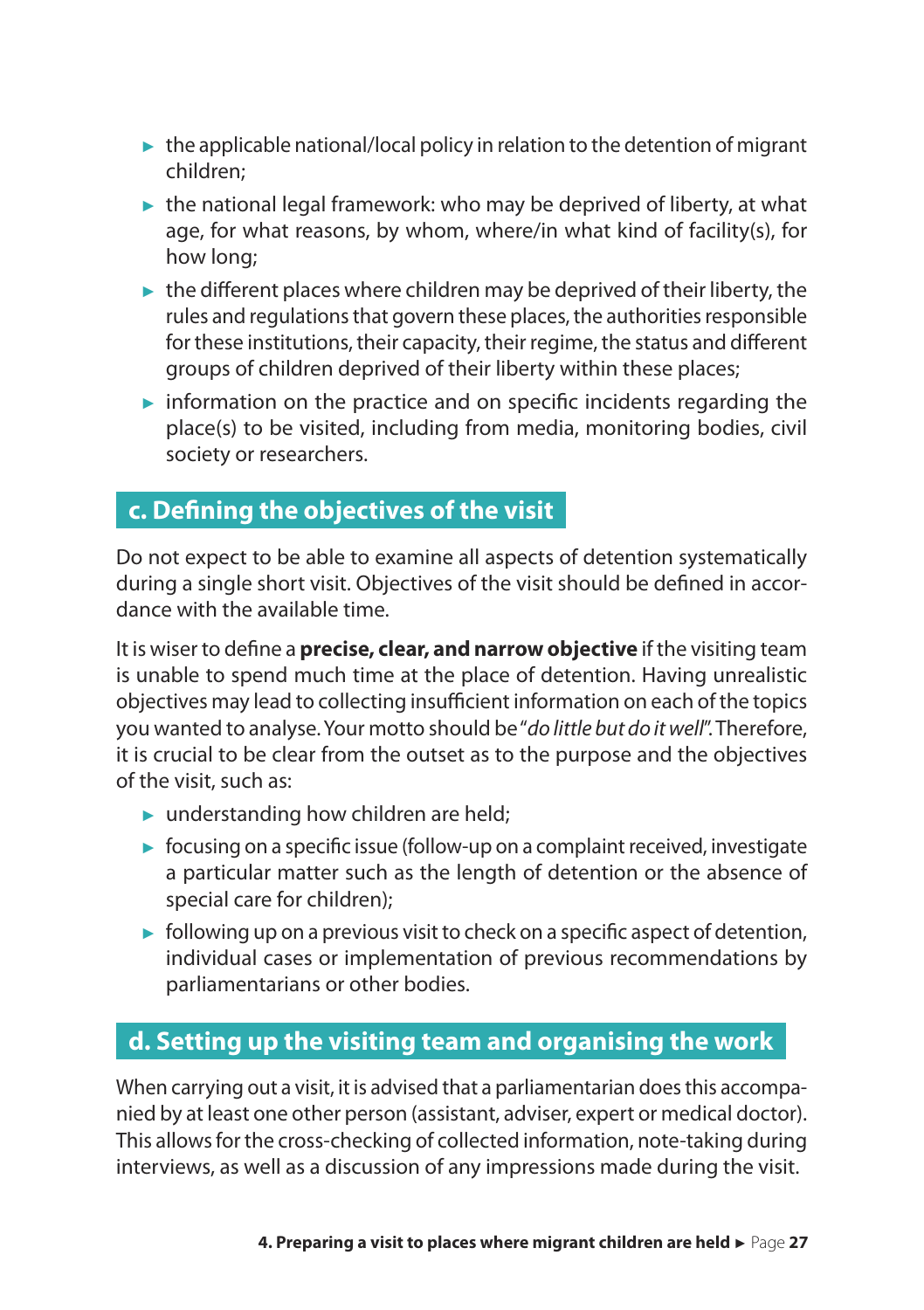- the applicable national/local policy in relation to the detention of migrant children;
- the national legal framework: who may be deprived of liberty, at what age, for what reasons, by whom, where/in what kind of facility(s), for how long;
- the different places where children may be deprived of their liberty, the rules and regulations that govern these places, the authorities responsible for these institutions, their capacity, their regime, the status and different groups of children deprived of their liberty within these places;
- information on the practice and on specific incidents regarding the place(s) to be visited, including from media, monitoring bodies, civil society or researchers.

### c. Defining the objectives of the visit

Do not expect to be able to examine all aspects of detention systematically during a single short visit. Objectives of the visit should be defined in accordance with the available time.

It is wiser to define a **precise, clear, and narrow objective** if the visiting team is unable to spend much time at the place of detention. Having unrealistic objectives may lead to collecting insufficient information on each of the topics you wanted to analyse. Your motto should be "*do little but do it well*". Therefore, it is crucial to be clear from the outset as to the purpose and the objectives of the visit, such as:

- understanding how children are held;
- focusing on a specific issue (follow-up on a complaint received, investigate a particular matter such as the length of detention or the absence of special care for children);
- following up on a previous visit to check on a specific aspect of detention, individual cases or implementation of previous recommendations by parliamentarians or other bodies.

### d. Setting up the visiting team and organising the work

When carrying out a visit, it is advised that a parliamentarian does this accompanied by at least one other person (assistant, adviser, expert or medical doctor). This allows for the cross-checking of collected information, note-taking during interviews, as well as a discussion of any impressions made during the visit.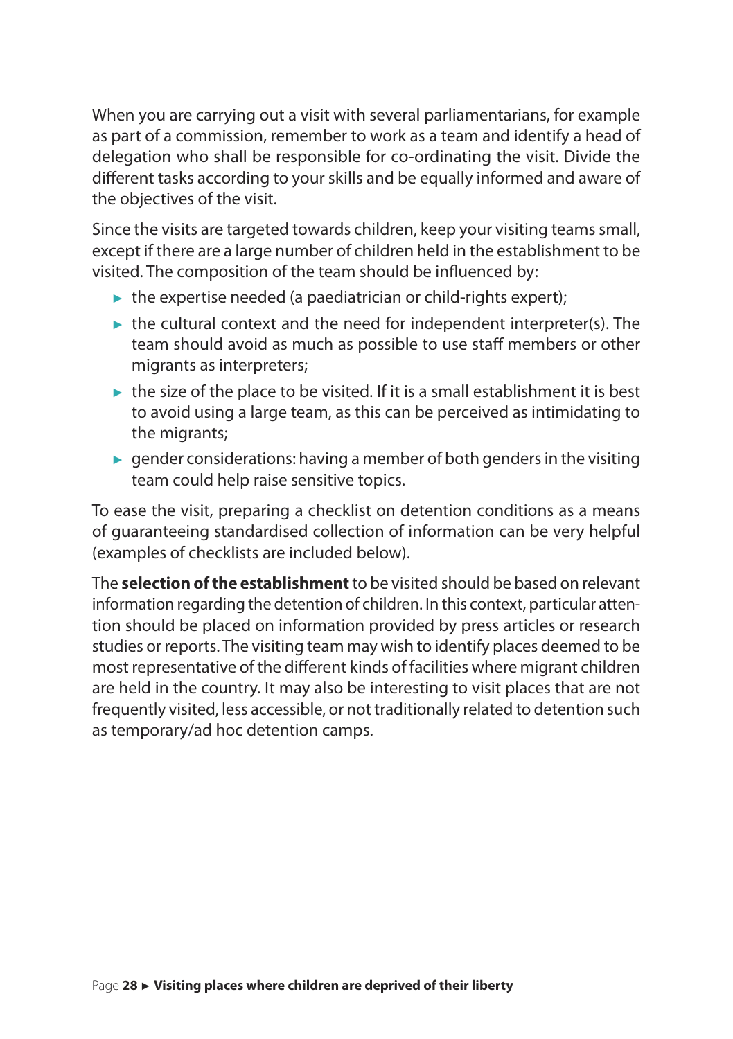When you are carrying out a visit with several parliamentarians, for example as part of a commission, remember to work as a team and identify a head of delegation who shall be responsible for co-ordinating the visit. Divide the different tasks according to your skills and be equally informed and aware of the objectives of the visit.

Since the visits are targeted towards children, keep your visiting teams small, except if there are a large number of children held in the establishment to be visited. The composition of the team should be influenced by:

- the expertise needed (a paediatrician or child-rights expert);
- the cultural context and the need for independent interpreter(s). The team should avoid as much as possible to use staff members or other migrants as interpreters;
- the size of the place to be visited. If it is a small establishment it is best to avoid using a large team, as this can be perceived as intimidating to the migrants;
- gender considerations: having a member of both genders in the visiting team could help raise sensitive topics.

To ease the visit, preparing a checklist on detention conditions as a means of guaranteeing standardised collection of information can be very helpful (examples of checklists are included below).

The **selection of the establishment** to be visited should be based on relevant information regarding the detention of children. In this context, particular attention should be placed on information provided by press articles or research studies or reports. The visiting team may wish to identify places deemed to be most representative of the different kinds of facilities where migrant children are held in the country. It may also be interesting to visit places that are not frequently visited, less accessible, or not traditionally related to detention such as temporary/ad hoc detention camps.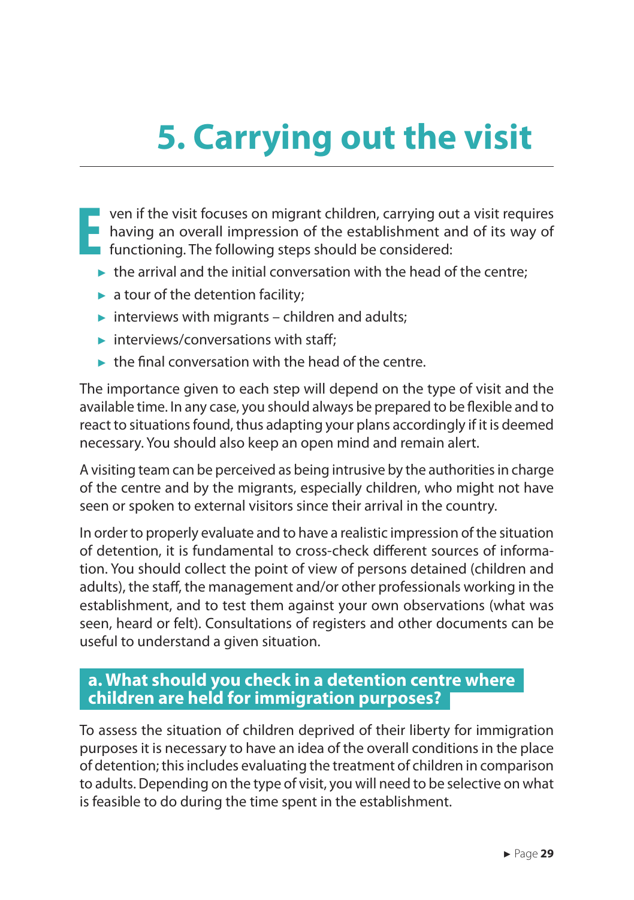# 5. Carrying out the visit

Even if the visit focuses on migrant children, carrying out a visit requires having an overall impression of the establishment and of its way of functioning. The following steps should be considered:

- the arrival and the initial conversation with the head of the centre;
- a tour of the detention facility;
- interviews with migrants – children and adults;
- interviews/conversations with staff;
- the final conversation with the head of the centre.

The importance given to each step will depend on the type of visit and the available time. In any case, you should always be prepared to be flexible and to react to situations found, thus adapting your plans accordingly if it is deemed necessary. You should also keep an open mind and remain alert.

A visiting team can be perceived as being intrusive by the authorities in charge of the centre and by the migrants, especially children, who might not have seen or spoken to external visitors since their arrival in the country.

In order to properly evaluate and to have a realistic impression of the situation of detention, it is fundamental to cross-check different sources of information. You should collect the point of view of persons detained (children and adults), the staff, the management and/or other professionals working in the establishment, and to test them against your own observations (what was seen, heard or felt). Consultations of registers and other documents can be useful to understand a given situation.

## a. What should you check in a detention centre where children are held for immigration purposes?

To assess the situation of children deprived of their liberty for immigration purposes it is necessary to have an idea of the overall conditions in the place of detention; this includes evaluating the treatment of children in comparison to adults. Depending on the type of visit, you will need to be selective on what is feasible to do during the time spent in the establishment.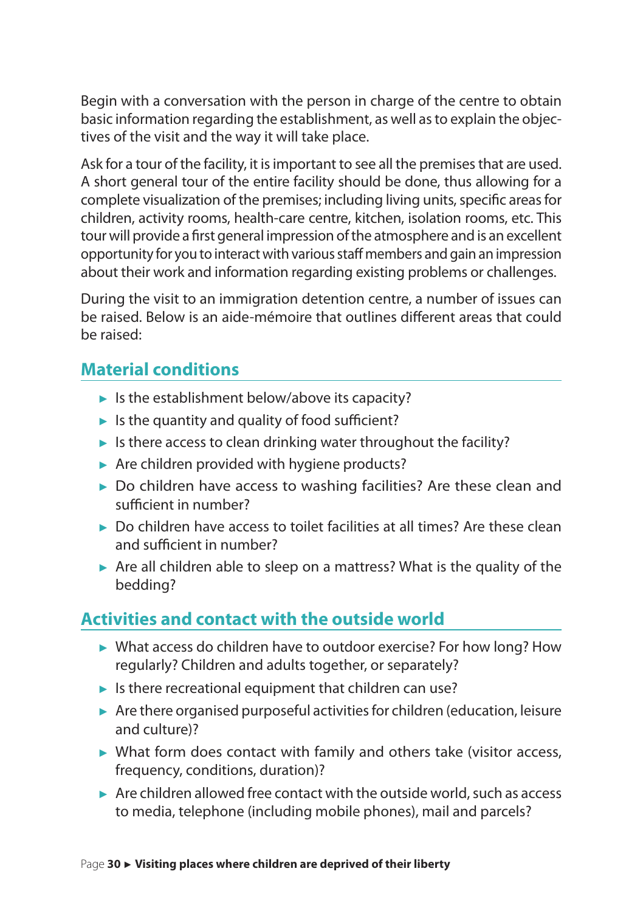Begin with a conversation with the person in charge of the centre to obtain basic information regarding the establishment, as well as to explain the objectives of the visit and the way it will take place.

Ask for a tour of the facility, it is important to see all the premises that are used. A short general tour of the entire facility should be done, thus allowing for a complete visualization of the premises; including living units, specific areas for children, activity rooms, health-care centre, kitchen, isolation rooms, etc. This tour will provide a first general impression of the atmosphere and is an excellent opportunity for you to interact with various staff members and gain an impression about their work and information regarding existing problems or challenges.

During the visit to an immigration detention centre, a number of issues can be raised. Below is an aide-mémoire that outlines different areas that could be raised:

## Material conditions

- Is the establishment below/above its capacity?
- Is the quantity and quality of food sufficient?
- Is there access to clean drinking water throughout the facility?
- Are children provided with hygiene products?
- Do children have access to washing facilities? Are these clean and sufficient in number?
- Do children have access to toilet facilities at all times? Are these clean and sufficient in number?
- Are all children able to sleep on a mattress? What is the quality of the bedding?

## Activities and contact with the outside world

- What access do children have to outdoor exercise? For how long? How regularly? Children and adults together, or separately?
- Is there recreational equipment that children can use?
- Are there organised purposeful activities for children (education, leisure and culture)?
- What form does contact with family and others take (visitor access, frequency, conditions, duration)?
- Are children allowed free contact with the outside world, such as access to media, telephone (including mobile phones), mail and parcels?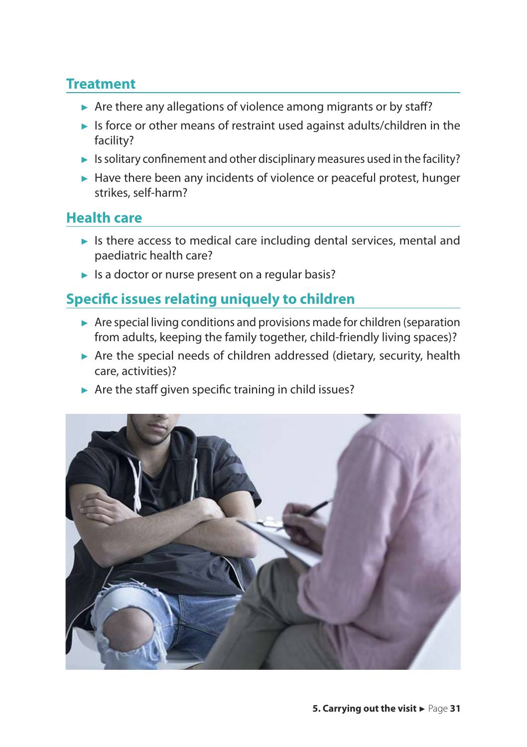## Treatment

- Are there any allegations of violence among migrants or by staff?
- Is force or other means of restraint used against adults/children in the facility?
- Is solitary confinement and other disciplinary measures used in the facility?
- Have there been any incidents of violence or peaceful protest, hunger strikes, self-harm?

## Health care

- Is there access to medical care including dental services, mental and paediatric health care?
- Is a doctor or nurse present on a regular basis?

## Specific issues relating uniquely to children

- Are special living conditions and provisions made for children (separation from adults, keeping the family together, child-friendly living spaces)?
- Are the special needs of children addressed (dietary, security, health care, activities)?
- Are the staff given specific training in child issues?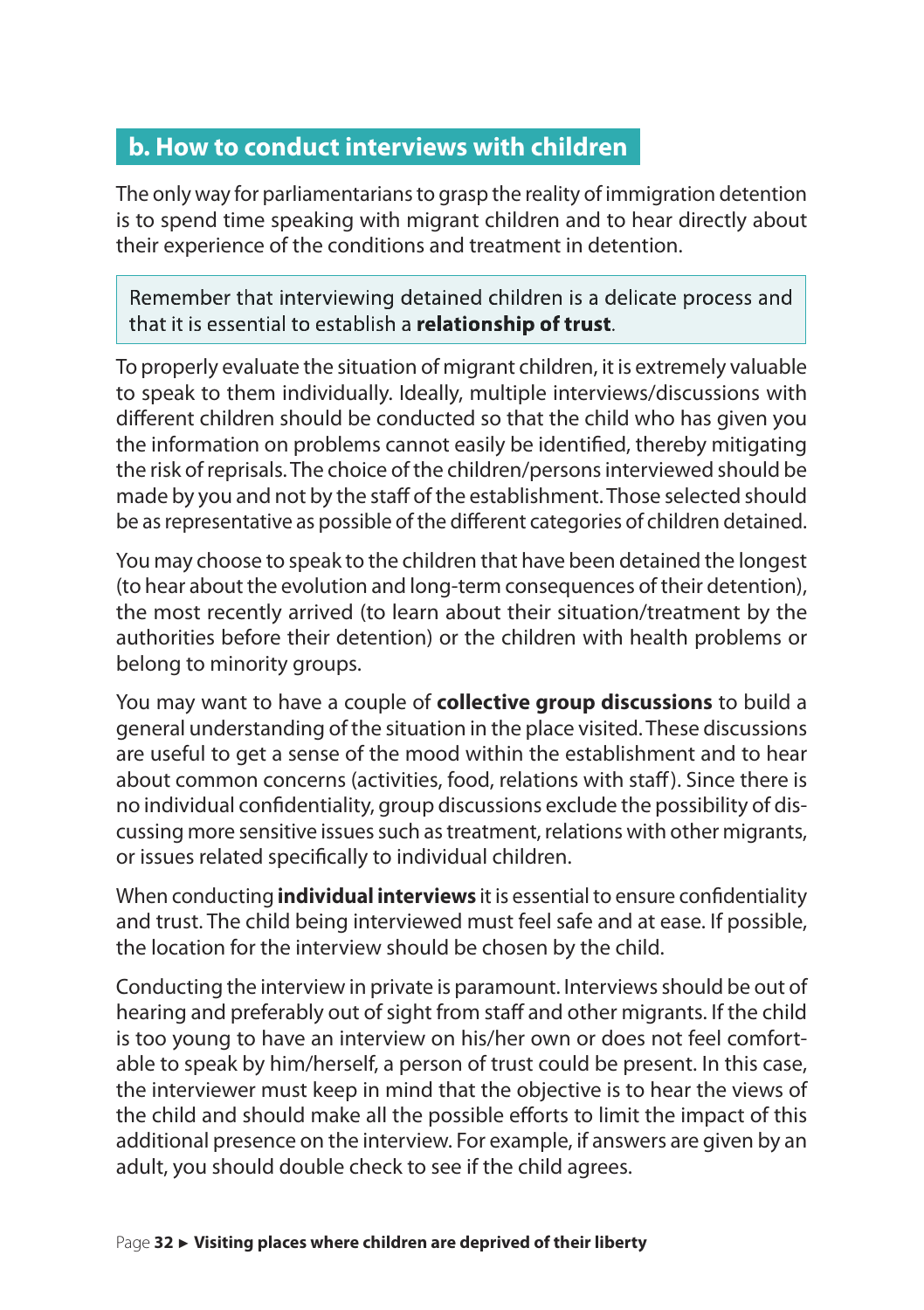## b. How to conduct interviews with children

The only way for parliamentarians to grasp the reality of immigration detention is to spend time speaking with migrant children and to hear directly about their experience of the conditions and treatment in detention.

> Remember that interviewing detained children is a delicate process and that it is essential to establish a **relationship of trust**.

To properly evaluate the situation of migrant children, it is extremely valuable to speak to them individually. Ideally, multiple interviews/discussions with different children should be conducted so that the child who has given you the information on problems cannot easily be identified, thereby mitigating the risk of reprisals. The choice of the children/persons interviewed should be made by you and not by the staff of the establishment. Those selected should be as representative as possible of the different categories of children detained.

You may choose to speak to the children that have been detained the longest (to hear about the evolution and long-term consequences of their detention), the most recently arrived (to learn about their situation/treatment by the authorities before their detention) or the children with health problems or belong to minority groups.

You may want to have a couple of **collective group discussions** to build a general understanding of the situation in the place visited. These discussions are useful to get a sense of the mood within the establishment and to hear about common concerns (activities, food, relations with staff). Since there is no individual confidentiality, group discussions exclude the possibility of discussing more sensitive issues such as treatment, relations with other migrants, or issues related specifically to individual children.

When conducting **individual interviews** it is essential to ensure confidentiality and trust. The child being interviewed must feel safe and at ease. If possible, the location for the interview should be chosen by the child.

Conducting the interview in private is paramount. Interviews should be out of hearing and preferably out of sight from staff and other migrants. If the child is too young to have an interview on his/her own or does not feel comfortable to speak by him/herself, a person of trust could be present. In this case, the interviewer must keep in mind that the objective is to hear the views of the child and should make all the possible efforts to limit the impact of this additional presence on the interview. For example, if answers are given by an adult, you should double check to see if the child agrees.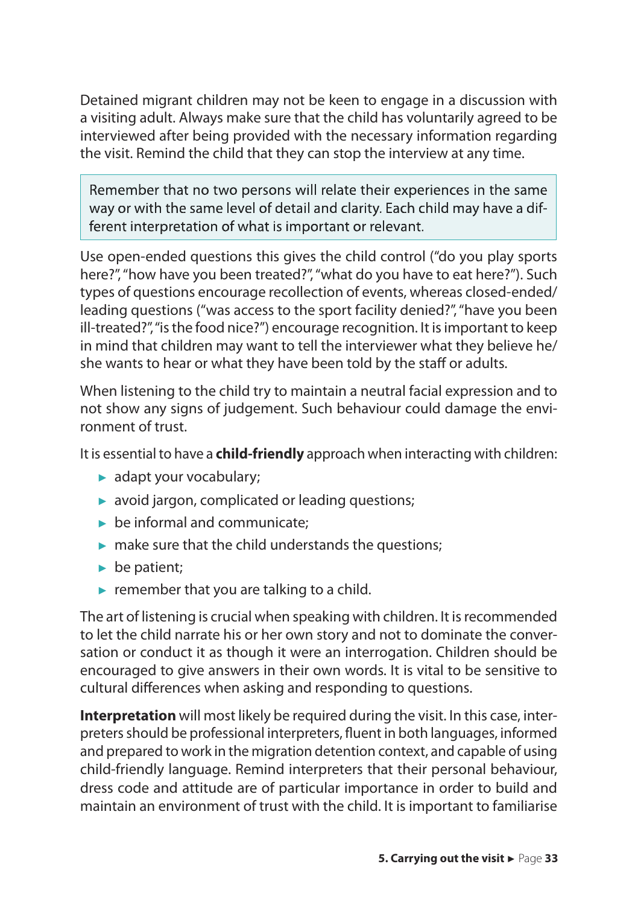Detained migrant children may not be keen to engage in a discussion with a visiting adult. Always make sure that the child has voluntarily agreed to be interviewed after being provided with the necessary information regarding the visit. Remind the child that they can stop the interview at any time.

> Remember that no two persons will relate their experiences in the same way or with the same level of detail and clarity. Each child may have a different interpretation of what is important or relevant.

Use open-ended questions this gives the child control ("do you play sports here?", "how have you been treated?", "what do you have to eat here?"). Such types of questions encourage recollection of events, whereas closed-ended/ leading questions ("was access to the sport facility denied?", "have you been ill-treated?", "is the food nice?") encourage recognition. It is important to keep in mind that children may want to tell the interviewer what they believe he/ she wants to hear or what they have been told by the staff or adults.

When listening to the child try to maintain a neutral facial expression and to not show any signs of judgement. Such behaviour could damage the environment of trust.

It is essential to have a **child-friendly** approach when interacting with children:

- adapt your vocabulary;
- avoid jargon, complicated or leading questions;
- be informal and communicate;
- make sure that the child understands the questions;
- be patient;
- remember that you are talking to a child.

The art of listening is crucial when speaking with children. It is recommended to let the child narrate his or her own story and not to dominate the conversation or conduct it as though it were an interrogation. Children should be encouraged to give answers in their own words. It is vital to be sensitive to cultural differences when asking and responding to questions.

**Interpretation** will most likely be required during the visit. In this case, interpreters should be professional interpreters, fluent in both languages, informed and prepared to work in the migration detention context, and capable of using child-friendly language. Remind interpreters that their personal behaviour, dress code and attitude are of particular importance in order to build and maintain an environment of trust with the child. It is important to familiarise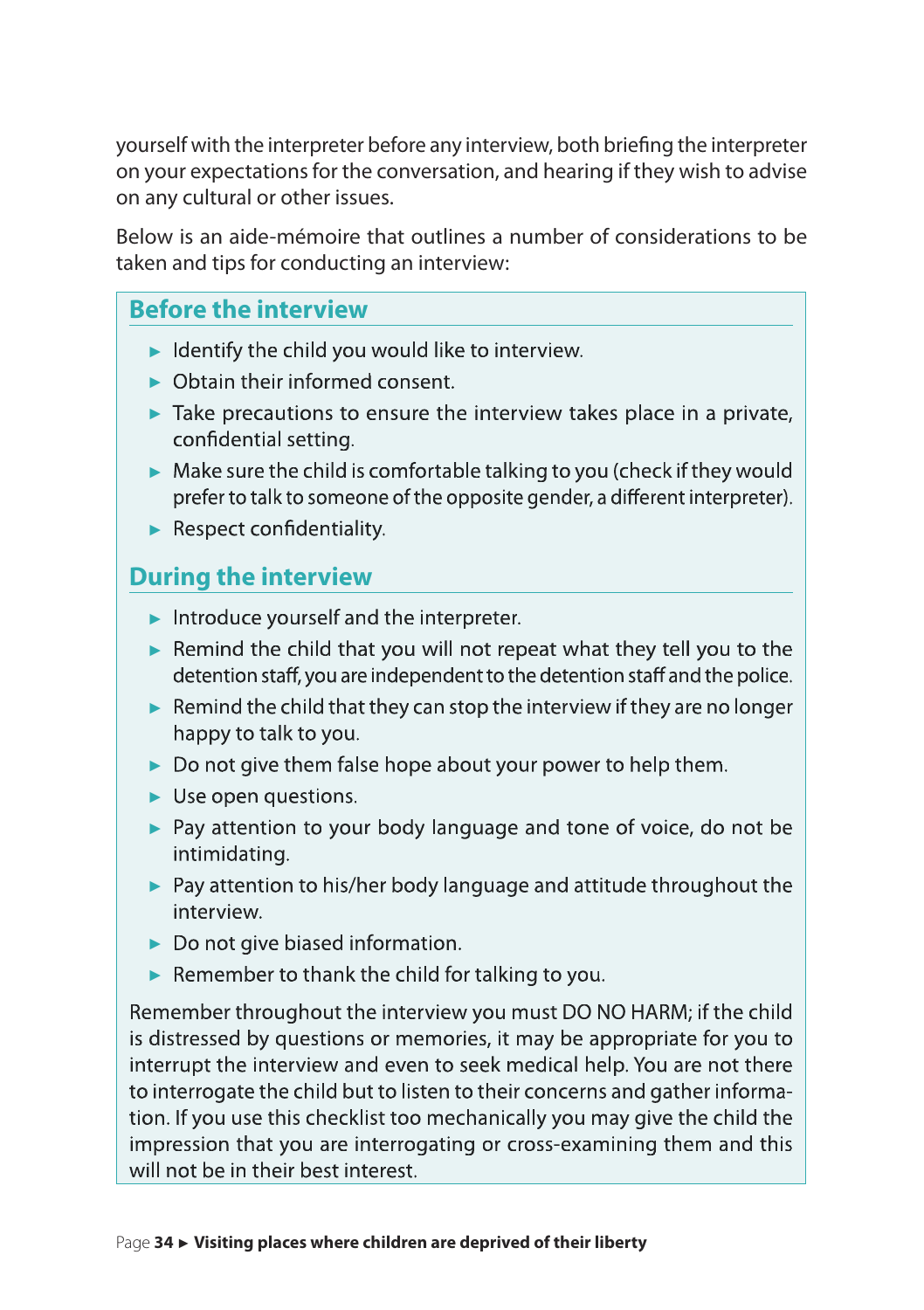yourself with the interpreter before any interview, both briefing the interpreter on your expectations for the conversation, and hearing if they wish to advise on any cultural or other issues.

Below is an aide-mémoire that outlines a number of considerations to be taken and tips for conducting an interview:

## Before the interview

- Identify the child you would like to interview.
- Obtain their informed consent.
- Take precautions to ensure the interview takes place in a private, confidential setting.
- Make sure the child is comfortable talking to you (check if they would prefer to talk to someone of the opposite gender, a different interpreter).
- Respect confidentiality.

## During the interview

- Introduce yourself and the interpreter.
- Remind the child that you will not repeat what they tell you to the detention staff, you are independent to the detention staff and the police.
- Remind the child that they can stop the interview if they are no longer happy to talk to you.
- Do not give them false hope about your power to help them.
- Use open questions.
- Pay attention to your body language and tone of voice, do not be intimidating.
- Pay attention to his/her body language and attitude throughout the interview.
- Do not give biased information.
- Remember to thank the child for talking to you.

Remember throughout the interview you must DO NO HARM; if the child is distressed by questions or memories, it may be appropriate for you to interrupt the interview and even to seek medical help. You are not there to interrogate the child but to listen to their concerns and gather information. If you use this checklist too mechanically you may give the child the impression that you are interrogating or cross-examining them and this will not be in their best interest.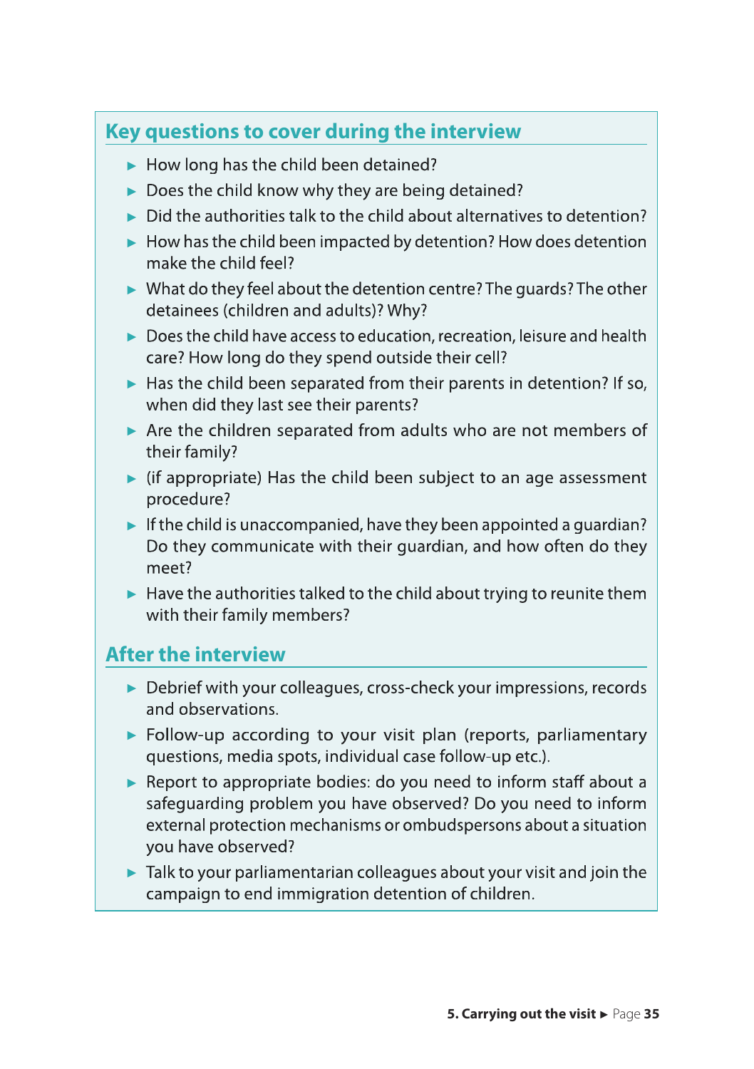## Key questions to cover during the interview

- How long has the child been detained?
- Does the child know why they are being detained?
- Did the authorities talk to the child about alternatives to detention?
- How has the child been impacted by detention? How does detention make the child feel?
- What do they feel about the detention centre? The guards? The other detainees (children and adults)? Why?
- Does the child have access to education, recreation, leisure and health care? How long do they spend outside their cell?
- Has the child been separated from their parents in detention? If so, when did they last see their parents?
- Are the children separated from adults who are not members of their family?
- (if appropriate) Has the child been subject to an age assessment procedure?
- If the child is unaccompanied, have they been appointed a guardian? Do they communicate with their guardian, and how often do they meet?
- Have the authorities talked to the child about trying to reunite them with their family members?

## After the interview

- Debrief with your colleagues, cross-check your impressions, records and observations.
- Follow-up according to your visit plan (reports, parliamentary questions, media spots, individual case follow-up etc.).
- Report to appropriate bodies: do you need to inform staff about a safeguarding problem you have observed? Do you need to inform external protection mechanisms or ombudspersons about a situation you have observed?
- Talk to your parliamentarian colleagues about your visit and join the campaign to end immigration detention of children.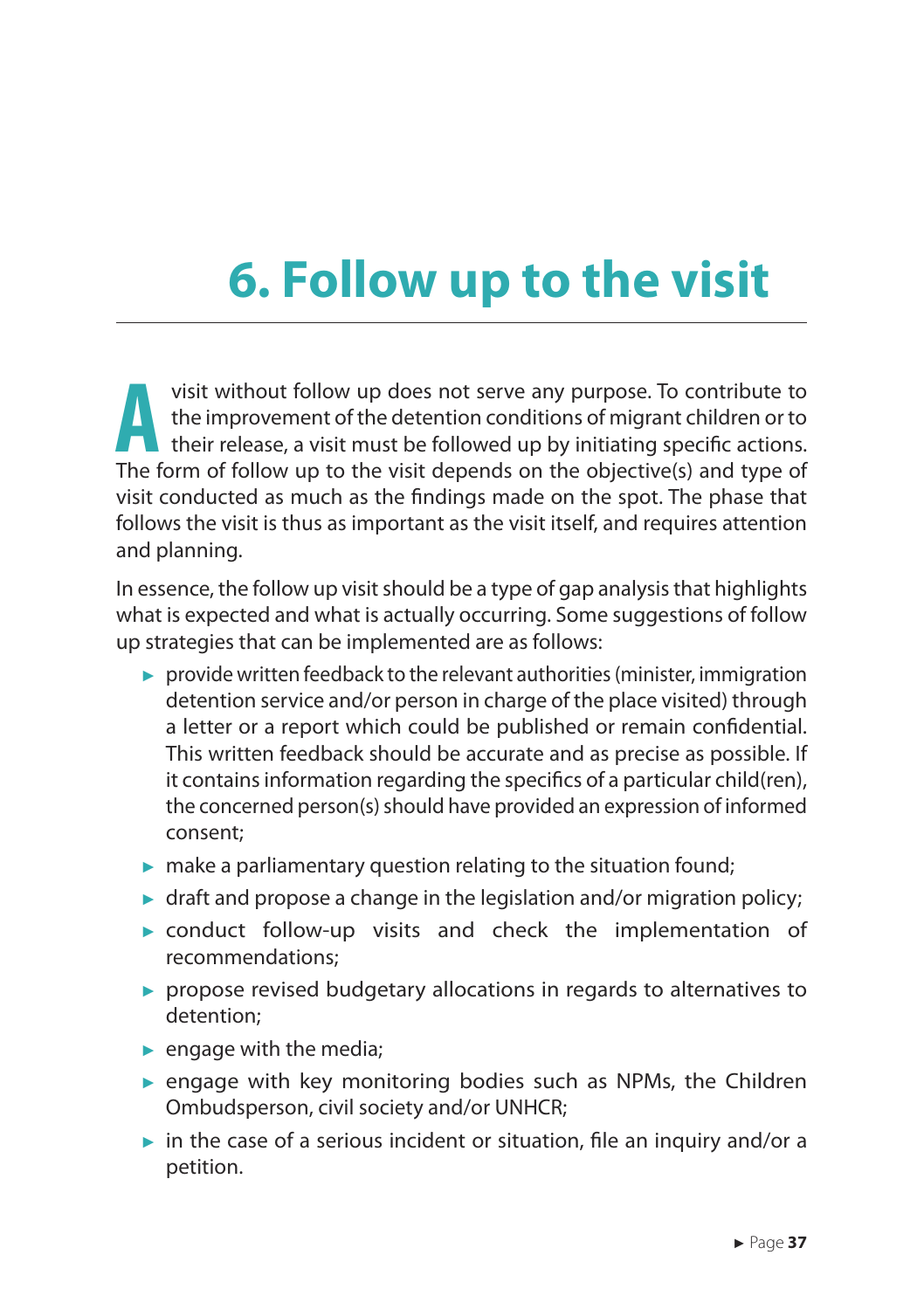# 6. Follow up to the visit

A visit without follow up does not serve any purpose. To contribute to the improvement of the detention conditions of migrant children or to their release, a visit must be followed up by initiating specific actions. The form of follow up to the visit depends on the objective(s) and type of visit conducted as much as the findings made on the spot. The phase that follows the visit is thus as important as the visit itself, and requires attention and planning.

In essence, the follow up visit should be a type of gap analysis that highlights what is expected and what is actually occurring. Some suggestions of follow up strategies that can be implemented are as follows:

- provide written feedback to the relevant authorities (minister, immigration detention service and/or person in charge of the place visited) through a letter or a report which could be published or remain confidential. This written feedback should be accurate and as precise as possible. If it contains information regarding the specifics of a particular child(ren), the concerned person(s) should have provided an expression of informed consent;
- make a parliamentary question relating to the situation found;
- draft and propose a change in the legislation and/or migration policy;
- conduct follow-up visits and check the implementation of recommendations;
- propose revised budgetary allocations in regards to alternatives to detention;
- engage with the media;
- engage with key monitoring bodies such as NPMs, the Children Ombudsperson, civil society and/or UNHCR;
- in the case of a serious incident or situation, file an inquiry and/or a petition.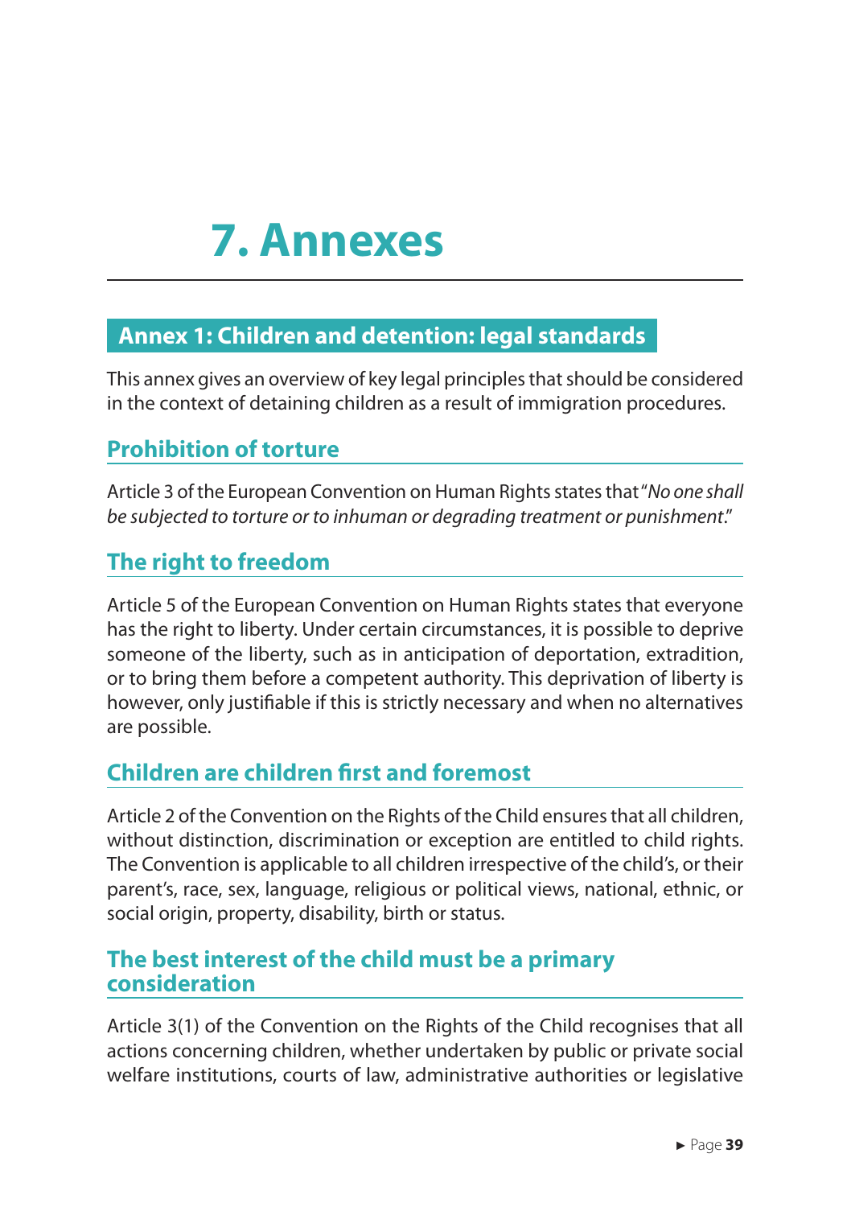# 7. Annexes

## Annex 1: Children and detention: legal standards

This annex gives an overview of key legal principles that should be considered in the context of detaining children as a result of immigration procedures.

### Prohibition of torture

Article 3 of the European Convention on Human Rights states that "*No one shall be subjected to torture or to inhuman or degrading treatment or punishment*."

### The right to freedom

Article 5 of the European Convention on Human Rights states that everyone has the right to liberty. Under certain circumstances, it is possible to deprive someone of the liberty, such as in anticipation of deportation, extradition, or to bring them before a competent authority. This deprivation of liberty is however, only justifiable if this is strictly necessary and when no alternatives are possible.

### Children are children first and foremost

Article 2 of the Convention on the Rights of the Child ensures that all children, without distinction, discrimination or exception are entitled to child rights. The Convention is applicable to all children irrespective of the child's, or their parent's, race, sex, language, religious or political views, national, ethnic, or social origin, property, disability, birth or status.

### The best interest of the child must be a primary consideration

Article 3(1) of the Convention on the Rights of the Child recognises that all actions concerning children, whether undertaken by public or private social welfare institutions, courts of law, administrative authorities or legislative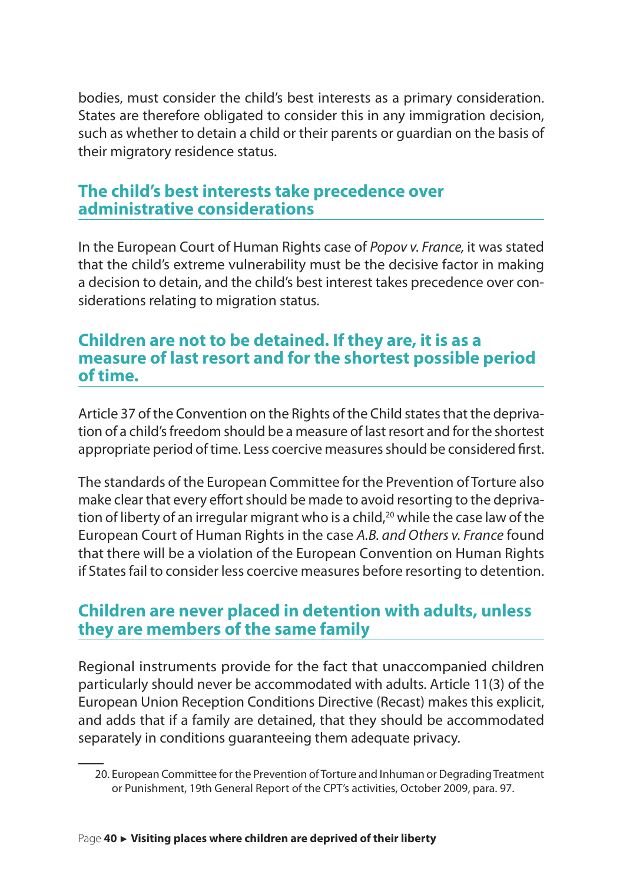bodies, must consider the child's best interests as a primary consideration. States are therefore obligated to consider this in any immigration decision, such as whether to detain a child or their parents or guardian on the basis of their migratory residence status.

## The child's best interests take precedence over administrative considerations

In the European Court of Human Rights case of *Popov v. France,* it was stated that the child's extreme vulnerability must be the decisive factor in making a decision to detain, and the child's best interest takes precedence over considerations relating to migration status.

## Children are not to be detained. If they are, it is as a measure of last resort and for the shortest possible period of time.

Article 37 of the Convention on the Rights of the Child states that the deprivation of a child's freedom should be a measure of last resort and for the shortest appropriate period of time. Less coercive measures should be considered first.

The standards of the European Committee for the Prevention of Torture also make clear that every effort should be made to avoid resorting to the deprivation of liberty of an irregular migrant who is a child,[20] while the case law of the European Court of Human Rights in the case *A.B. and Others v. France* found that there will be a violation of the European Convention on Human Rights if States fail to consider less coercive measures before resorting to detention.

## Children are never placed in detention with adults, unless they are members of the same family

Regional instruments provide for the fact that unaccompanied children particularly should never be accommodated with adults. Article 11(3) of the European Union Reception Conditions Directive (Recast) makes this explicit, and adds that if a family are detained, that they should be accommodated separately in conditions guaranteeing them adequate privacy.

---

20. European Committee for the Prevention of Torture and Inhuman or Degrading Treatment or Punishment, 19th General Report of the CPT's activities, October 2009, para. 97.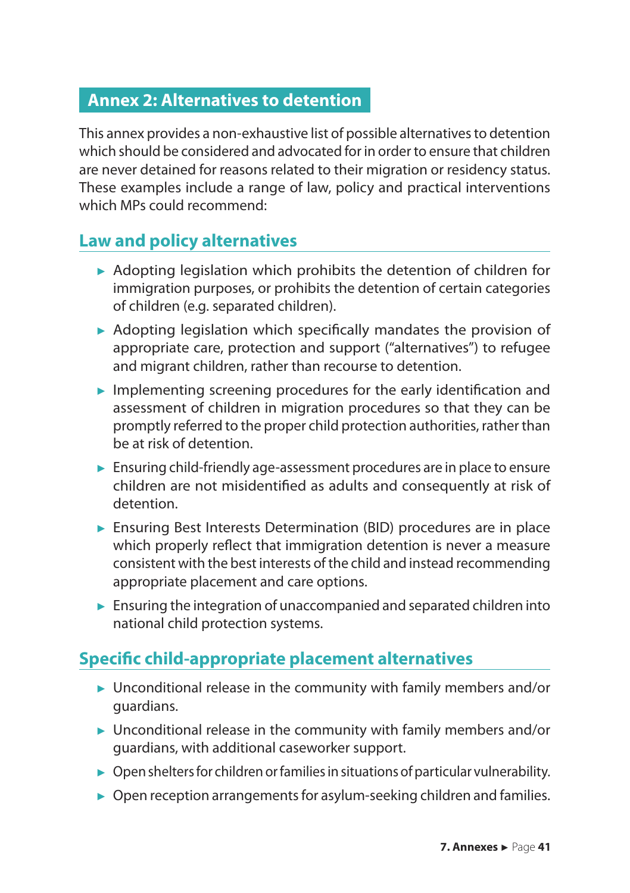## Annex 2: Alternatives to detention

This annex provides a non-exhaustive list of possible alternatives to detention which should be considered and advocated for in order to ensure that children are never detained for reasons related to their migration or residency status. These examples include a range of law, policy and practical interventions which MPs could recommend:

### Law and policy alternatives

- Adopting legislation which prohibits the detention of children for immigration purposes, or prohibits the detention of certain categories of children (e.g. separated children).
- Adopting legislation which specifically mandates the provision of appropriate care, protection and support ("alternatives") to refugee and migrant children, rather than recourse to detention.
- Implementing screening procedures for the early identification and assessment of children in migration procedures so that they can be promptly referred to the proper child protection authorities, rather than be at risk of detention.
- Ensuring child-friendly age-assessment procedures are in place to ensure children are not misidentified as adults and consequently at risk of detention.
- Ensuring Best Interests Determination (BID) procedures are in place which properly reflect that immigration detention is never a measure consistent with the best interests of the child and instead recommending appropriate placement and care options.
- Ensuring the integration of unaccompanied and separated children into national child protection systems.

### Specific child-appropriate placement alternatives

- Unconditional release in the community with family members and/or guardians.
- Unconditional release in the community with family members and/or guardians, with additional caseworker support.
- Open shelters for children or families in situations of particular vulnerability.
- Open reception arrangements for asylum-seeking children and families.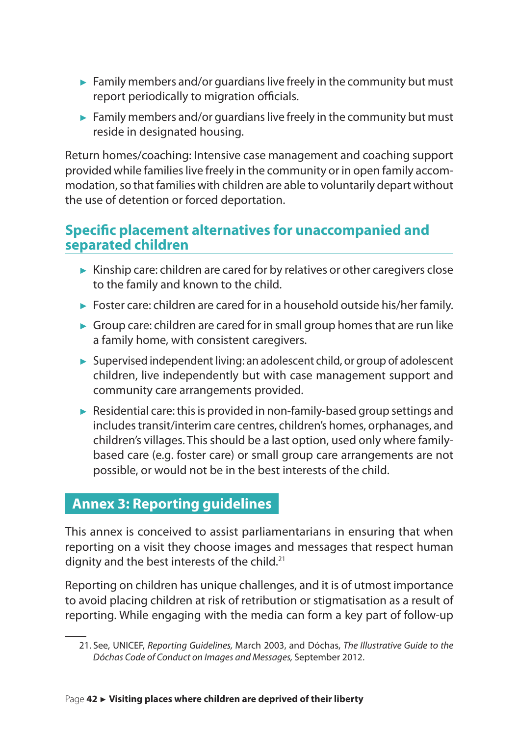- Family members and/or guardians live freely in the community but must report periodically to migration officials.
- Family members and/or guardians live freely in the community but must reside in designated housing.

Return homes/coaching: Intensive case management and coaching support provided while families live freely in the community or in open family accommodation, so that families with children are able to voluntarily depart without the use of detention or forced deportation.

### Specific placement alternatives for unaccompanied and separated children

- Kinship care: children are cared for by relatives or other caregivers close to the family and known to the child.
- Foster care: children are cared for in a household outside his/her family.
- Group care: children are cared for in small group homes that are run like a family home, with consistent caregivers.
- Supervised independent living: an adolescent child, or group of adolescent children, live independently but with case management support and community care arrangements provided.
- Residential care: this is provided in non-family-based group settings and includes transit/interim care centres, children's homes, orphanages, and children's villages. This should be a last option, used only where family-based care (e.g. foster care) or small group care arrangements are not possible, or would not be in the best interests of the child.

## Annex 3: Reporting guidelines

This annex is conceived to assist parliamentarians in ensuring that when reporting on a visit they choose images and messages that respect human dignity and the best interests of the child.[21]

Reporting on children has unique challenges, and it is of utmost importance to avoid placing children at risk of retribution or stigmatisation as a result of reporting. While engaging with the media can form a key part of follow-up

21. See, UNICEF, *Reporting Guidelines,* March 2003, and Dóchas, *The Illustrative Guide to the Dóchas Code of Conduct on Images and Messages,* September 2012.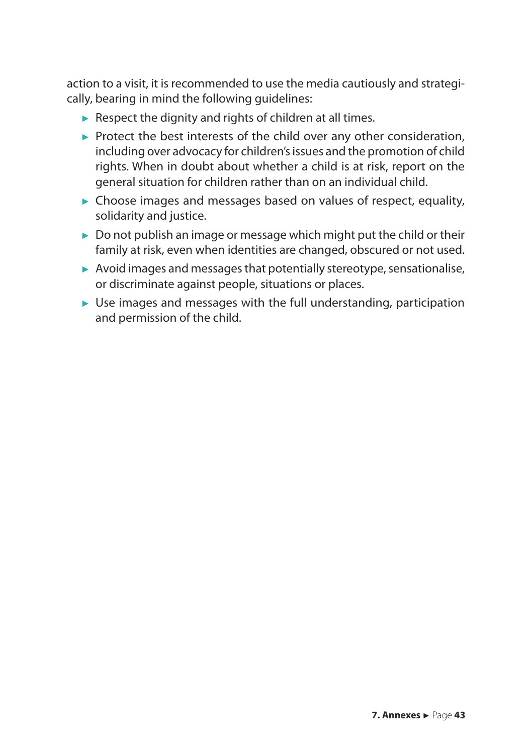action to a visit, it is recommended to use the media cautiously and strategically, bearing in mind the following guidelines:

- Respect the dignity and rights of children at all times.
- Protect the best interests of the child over any other consideration, including over advocacy for children's issues and the promotion of child rights. When in doubt about whether a child is at risk, report on the general situation for children rather than on an individual child.
- Choose images and messages based on values of respect, equality, solidarity and justice.
- Do not publish an image or message which might put the child or their family at risk, even when identities are changed, obscured or not used.
- Avoid images and messages that potentially stereotype, sensationalise, or discriminate against people, situations or places.
- Use images and messages with the full understanding, participation and permission of the child.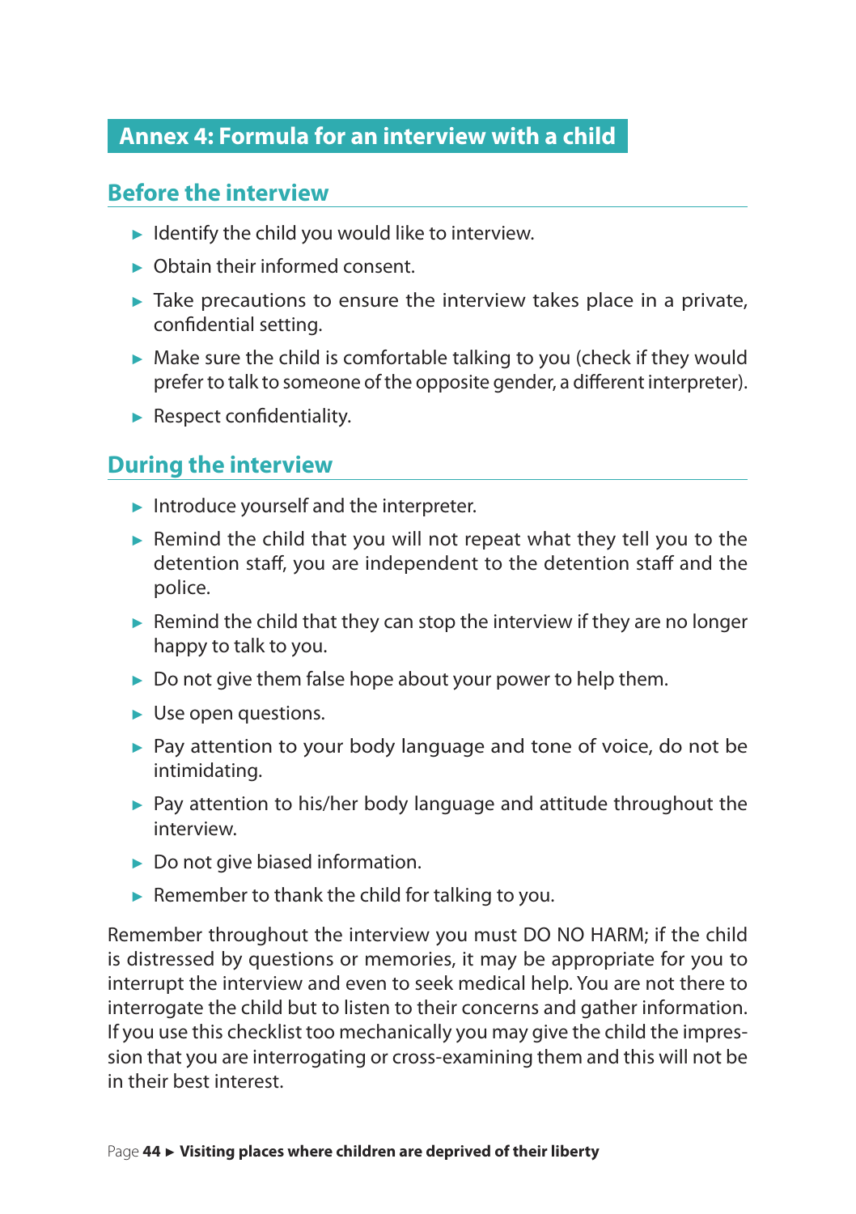## Annex 4: Formula for an interview with a child

### Before the interview

- Identify the child you would like to interview.
- Obtain their informed consent.
- Take precautions to ensure the interview takes place in a private, confidential setting.
- Make sure the child is comfortable talking to you (check if they would prefer to talk to someone of the opposite gender, a different interpreter).
- Respect confidentiality.

### During the interview

- Introduce yourself and the interpreter.
- Remind the child that you will not repeat what they tell you to the detention staff, you are independent to the detention staff and the police.
- Remind the child that they can stop the interview if they are no longer happy to talk to you.
- Do not give them false hope about your power to help them.
- Use open questions.
- Pay attention to your body language and tone of voice, do not be intimidating.
- Pay attention to his/her body language and attitude throughout the interview.
- Do not give biased information.
- Remember to thank the child for talking to you.

Remember throughout the interview you must DO NO HARM; if the child is distressed by questions or memories, it may be appropriate for you to interrupt the interview and even to seek medical help. You are not there to interrogate the child but to listen to their concerns and gather information. If you use this checklist too mechanically you may give the child the impression that you are interrogating or cross-examining them and this will not be in their best interest.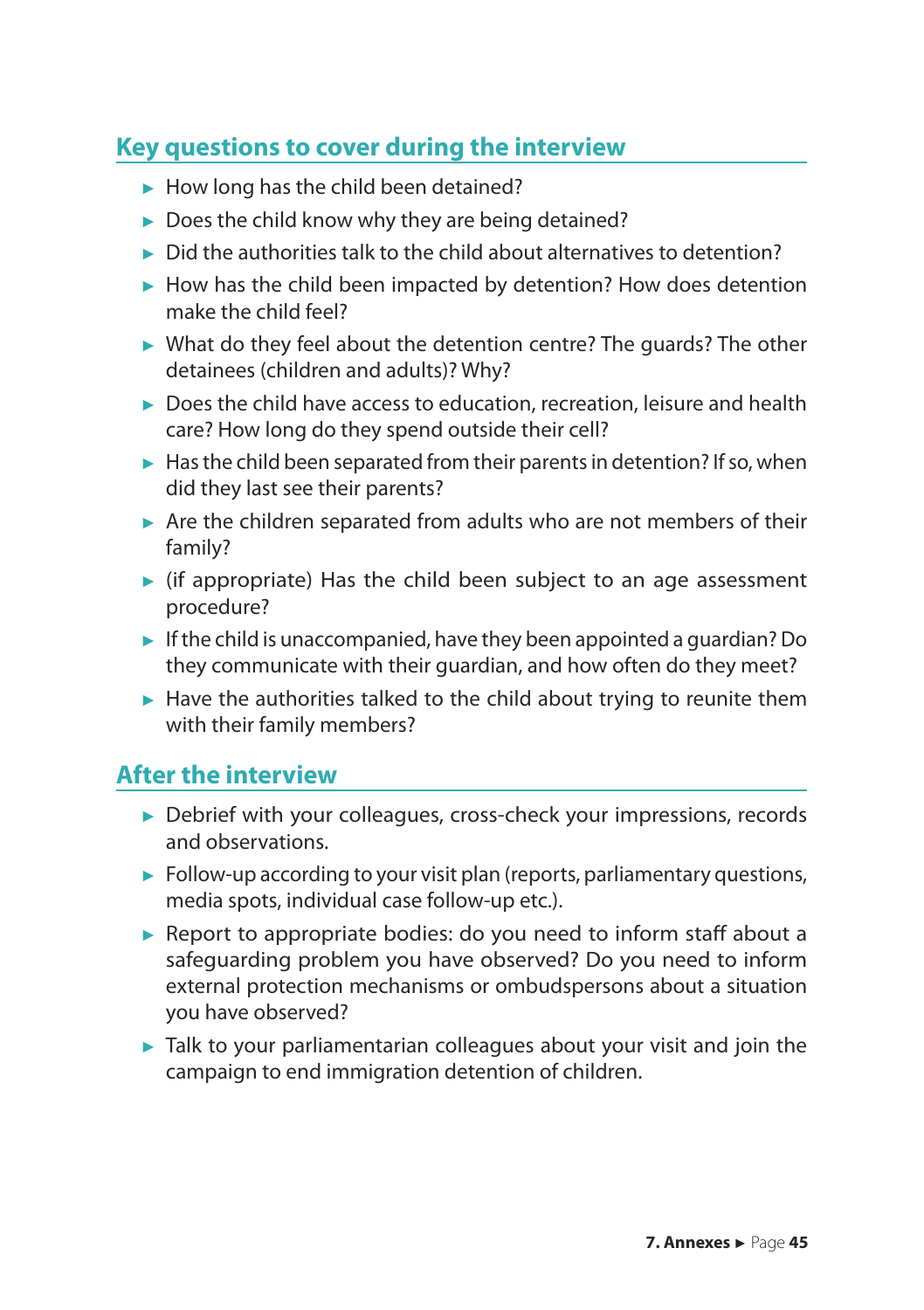## Key questions to cover during the interview

- How long has the child been detained?
- Does the child know why they are being detained?
- Did the authorities talk to the child about alternatives to detention?
- How has the child been impacted by detention? How does detention make the child feel?
- What do they feel about the detention centre? The guards? The other detainees (children and adults)? Why?
- Does the child have access to education, recreation, leisure and health care? How long do they spend outside their cell?
- Has the child been separated from their parents in detention? If so, when did they last see their parents?
- Are the children separated from adults who are not members of their family?
- (if appropriate) Has the child been subject to an age assessment procedure?
- If the child is unaccompanied, have they been appointed a guardian? Do they communicate with their guardian, and how often do they meet?
- Have the authorities talked to the child about trying to reunite them with their family members?

## After the interview

- Debrief with your colleagues, cross-check your impressions, records and observations.
- Follow-up according to your visit plan (reports, parliamentary questions, media spots, individual case follow-up etc.).
- Report to appropriate bodies: do you need to inform staff about a safeguarding problem you have observed? Do you need to inform external protection mechanisms or ombudspersons about a situation you have observed?
- Talk to your parliamentarian colleagues about your visit and join the campaign to end immigration detention of children.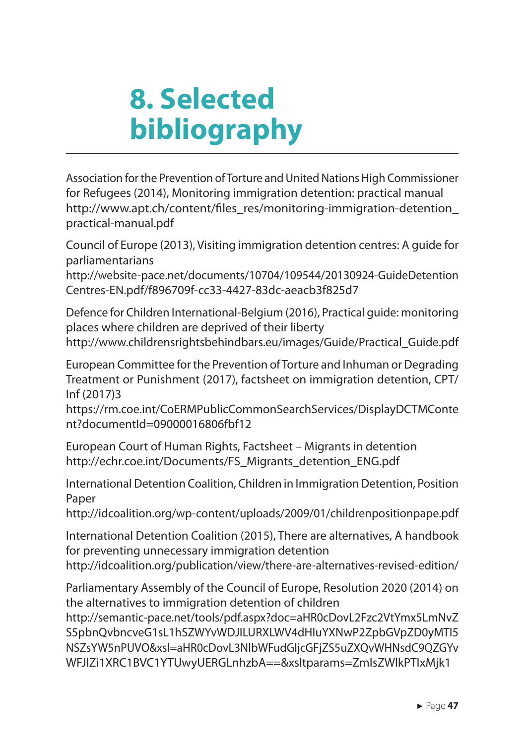# 8. Selected bibliography

Association for the Prevention of Torture and United Nations High Commissioner for Refugees (2014), Monitoring immigration detention: practical manual http://www.apt.ch/content/files_res/monitoring-immigration-detention_practical-manual.pdf

Council of Europe (2013), Visiting immigration detention centres: A guide for parliamentarians http://website-pace.net/documents/10704/109544/20130924-GuideDetentionCentres-EN.pdf/f896709f-cc33-4427-83dc-aeacb3f825d7

Defence for Children International-Belgium (2016), Practical guide: monitoring places where children are deprived of their liberty http://www.childrensrightsbehindbars.eu/images/Guide/Practical_Guide.pdf

European Committee for the Prevention of Torture and Inhuman or Degrading Treatment or Punishment (2017), factsheet on immigration detention, CPT/Inf (2017)3 https://rm.coe.int/CoERMPublicCommonSearchServices/DisplayDCTMContent?documentId=09000016806fbf12

European Court of Human Rights, Factsheet – Migrants in detention http://echr.coe.int/Documents/FS_Migrants_detention_ENG.pdf

International Detention Coalition, Children in Immigration Detention, Position Paper http://idcoalition.org/wp-content/uploads/2009/01/childrenpositionpape.pdf

International Detention Coalition (2015), There are alternatives, A handbook for preventing unnecessary immigration detention http://idcoalition.org/publication/view/there-are-alternatives-revised-edition/

Parliamentary Assembly of the Council of Europe, Resolution 2020 (2014) on the alternatives to immigration detention of children http://semantic-pace.net/tools/pdf.aspx?doc=aHR0cDovL2Fzc2VtYmx5LmNvZS5pbnQvbncveG1sL1hSZWYvWDJILURXLWV4dHIuYXNwP2ZpbGVpZD0yMTI5NSZsYW5nPUVO&xsl=aHR0cDovL3NlbWFudGljcGFjZS5uZXQvWHNsdC9QZGYvWFJlZi1XRC1BVC1YTUwyUERGLnhzbA==&xsltparams=ZmlsZWlkPTIxMjk1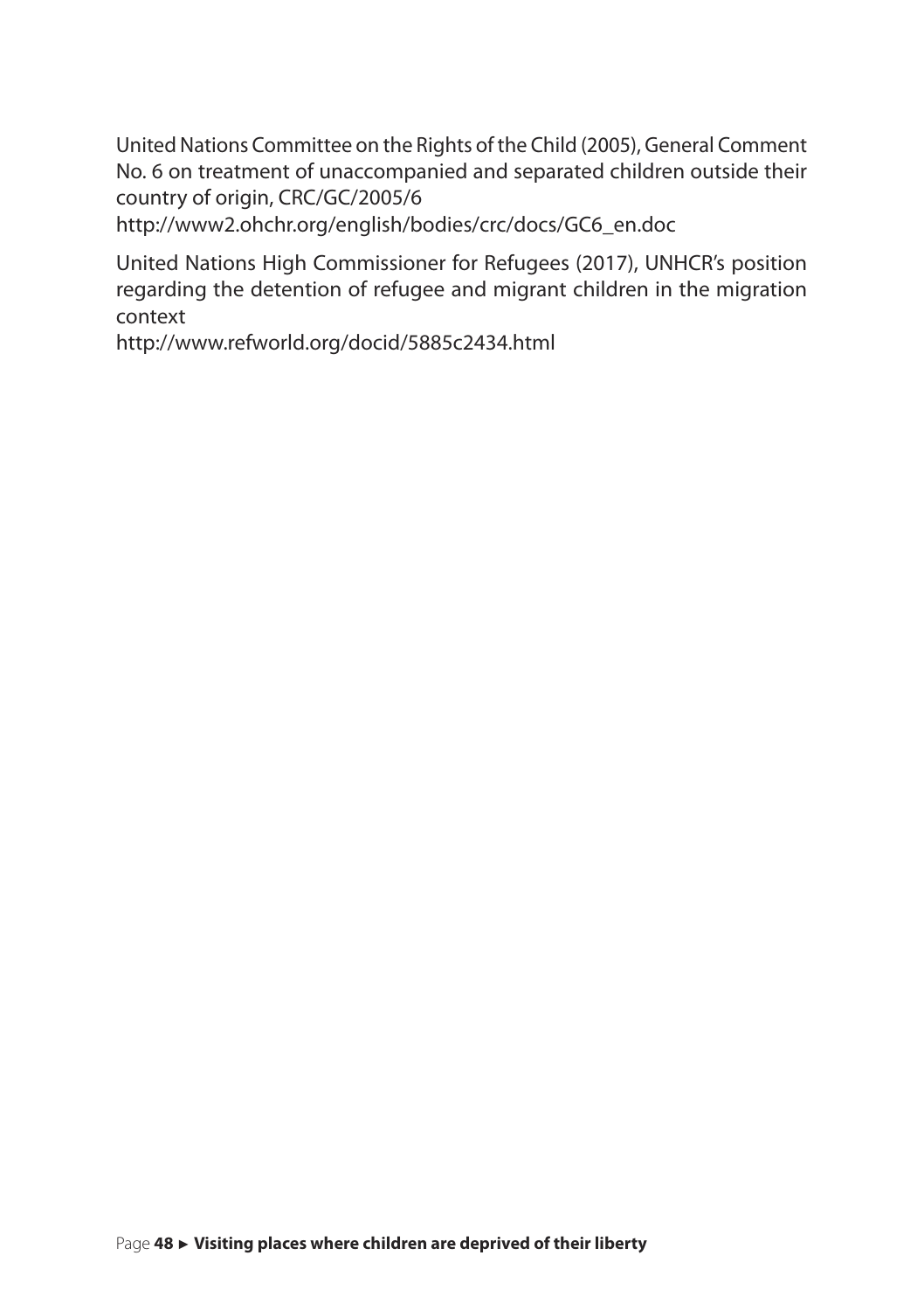United Nations Committee on the Rights of the Child (2005), General Comment No. 6 on treatment of unaccompanied and separated children outside their country of origin, CRC/GC/2005/6
http://www2.ohchr.org/english/bodies/crc/docs/GC6_en.doc

United Nations High Commissioner for Refugees (2017), UNHCR's position regarding the detention of refugee and migrant children in the migration context
http://www.refworld.org/docid/5885c2434.html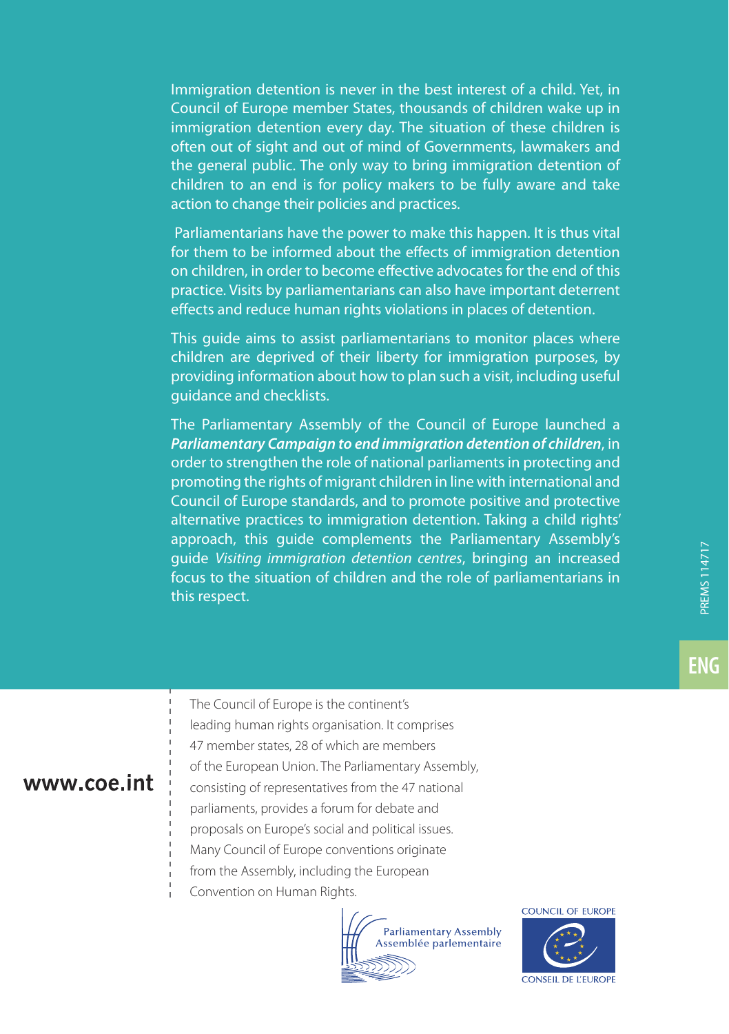Immigration detention is never in the best interest of a child. Yet, in Council of Europe member States, thousands of children wake up in immigration detention every day. The situation of these children is often out of sight and out of mind of Governments, lawmakers and the general public. The only way to bring immigration detention of children to an end is for policy makers to be fully aware and take action to change their policies and practices.

Parliamentarians have the power to make this happen. It is thus vital for them to be informed about the effects of immigration detention on children, in order to become effective advocates for the end of this practice. Visits by parliamentarians can also have important deterrent effects and reduce human rights violations in places of detention.

This guide aims to assist parliamentarians to monitor places where children are deprived of their liberty for immigration purposes, by providing information about how to plan such a visit, including useful guidance and checklists.

The Parliamentary Assembly of the Council of Europe launched a ***Parliamentary Campaign to end immigration detention of children***, in order to strengthen the role of national parliaments in protecting and promoting the rights of migrant children in line with international and Council of Europe standards, and to promote positive and protective alternative practices to immigration detention. Taking a child rights' approach, this guide complements the Parliamentary Assembly's guide *Visiting immigration detention centres*, bringing an increased focus to the situation of children and the role of parliamentarians in this respect.

PREMS 114717

ENG

**www.coe.int**

The Council of Europe is the continent's leading human rights organisation. It comprises 47 member states, 28 of which are members of the European Union. The Parliamentary Assembly, consisting of representatives from the 47 national parliaments, provides a forum for debate and proposals on Europe's social and political issues. Many Council of Europe conventions originate from the Assembly, including the European Convention on Human Rights.

Parliamentary Assembly
Assemblée parlementaire

COUNCIL OF EUROPE
CONSEIL DE L'EUROPE